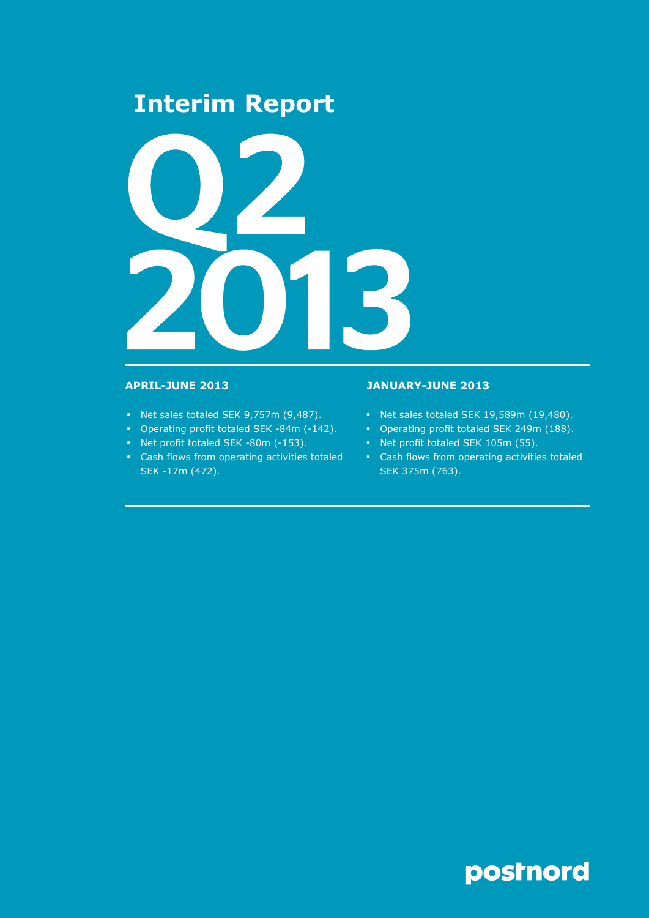# Interim Report

# Q2 2013

**APRIL-JUNE 2013**

- Net sales totaled SEK 9,757m (9,487).
- Operating profit totaled SEK -84m (-142).
- Net profit totaled SEK -80m (-153).
- Cash flows from operating activities totaled SEK -17m (472).

**JANUARY-JUNE 2013**

- Net sales totaled SEK 19,589m (19,480).
- Operating profit totaled SEK 249m (188).
- Net profit totaled SEK 105m (55).
- Cash flows from operating activities totaled SEK 375m (763).

postnord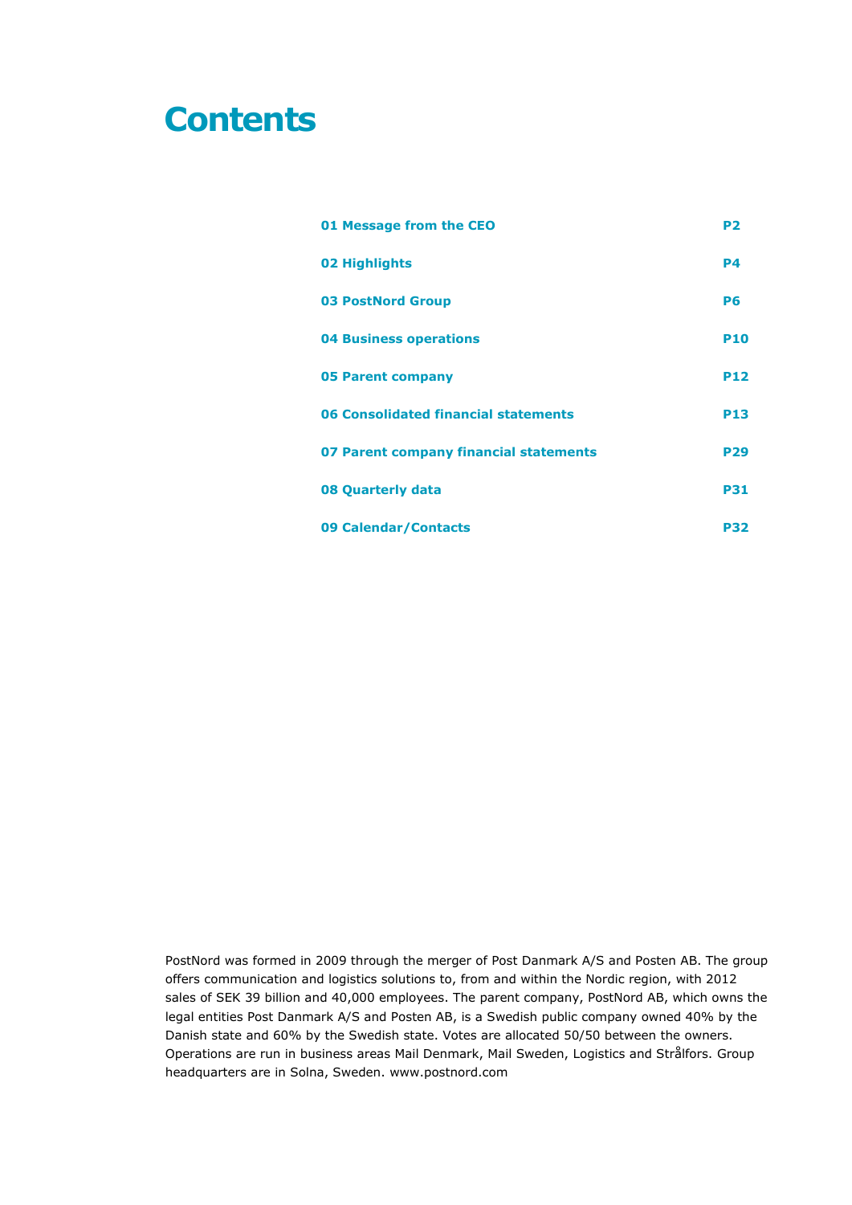# Contents

| | |
|---|---|
| **01 Message from the CEO** | **P2** |
| **02 Highlights** | **P4** |
| **03 PostNord Group** | **P6** |
| **04 Business operations** | **P10** |
| **05 Parent company** | **P12** |
| **06 Consolidated financial statements** | **P13** |
| **07 Parent company financial statements** | **P29** |
| **08 Quarterly data** | **P31** |
| **09 Calendar/Contacts** | **P32** |

PostNord was formed in 2009 through the merger of Post Danmark A/S and Posten AB. The group offers communication and logistics solutions to, from and within the Nordic region, with 2012 sales of SEK 39 billion and 40,000 employees. The parent company, PostNord AB, which owns the legal entities Post Danmark A/S and Posten AB, is a Swedish public company owned 40% by the Danish state and 60% by the Swedish state. Votes are allocated 50/50 between the owners. Operations are run in business areas Mail Denmark, Mail Sweden, Logistics and Strålfors. Group headquarters are in Solna, Sweden. www.postnord.com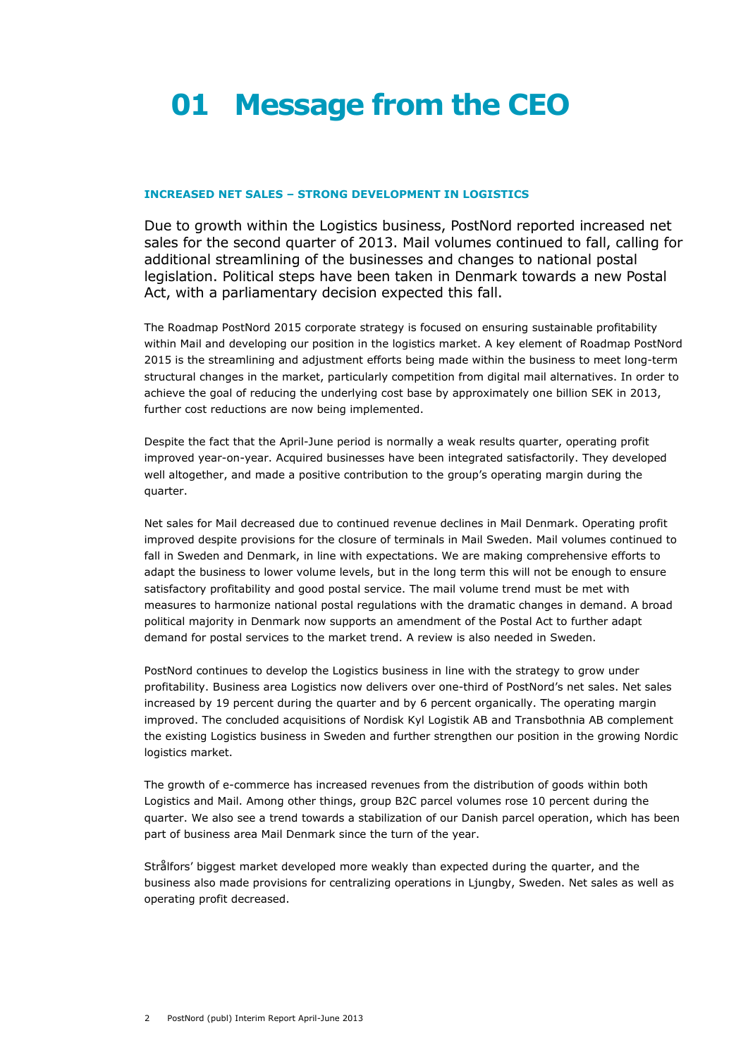# 01 Message from the CEO

### INCREASED NET SALES – STRONG DEVELOPMENT IN LOGISTICS

Due to growth within the Logistics business, PostNord reported increased net sales for the second quarter of 2013. Mail volumes continued to fall, calling for additional streamlining of the businesses and changes to national postal legislation. Political steps have been taken in Denmark towards a new Postal Act, with a parliamentary decision expected this fall.

The Roadmap PostNord 2015 corporate strategy is focused on ensuring sustainable profitability within Mail and developing our position in the logistics market. A key element of Roadmap PostNord 2015 is the streamlining and adjustment efforts being made within the business to meet long-term structural changes in the market, particularly competition from digital mail alternatives. In order to achieve the goal of reducing the underlying cost base by approximately one billion SEK in 2013, further cost reductions are now being implemented.

Despite the fact that the April-June period is normally a weak results quarter, operating profit improved year-on-year. Acquired businesses have been integrated satisfactorily. They developed well altogether, and made a positive contribution to the group's operating margin during the quarter.

Net sales for Mail decreased due to continued revenue declines in Mail Denmark. Operating profit improved despite provisions for the closure of terminals in Mail Sweden. Mail volumes continued to fall in Sweden and Denmark, in line with expectations. We are making comprehensive efforts to adapt the business to lower volume levels, but in the long term this will not be enough to ensure satisfactory profitability and good postal service. The mail volume trend must be met with measures to harmonize national postal regulations with the dramatic changes in demand. A broad political majority in Denmark now supports an amendment of the Postal Act to further adapt demand for postal services to the market trend. A review is also needed in Sweden.

PostNord continues to develop the Logistics business in line with the strategy to grow under profitability. Business area Logistics now delivers over one-third of PostNord's net sales. Net sales increased by 19 percent during the quarter and by 6 percent organically. The operating margin improved. The concluded acquisitions of Nordisk Kyl Logistik AB and Transbothnia AB complement the existing Logistics business in Sweden and further strengthen our position in the growing Nordic logistics market.

The growth of e-commerce has increased revenues from the distribution of goods within both Logistics and Mail. Among other things, group B2C parcel volumes rose 10 percent during the quarter. We also see a trend towards a stabilization of our Danish parcel operation, which has been part of business area Mail Denmark since the turn of the year.

Strålfors' biggest market developed more weakly than expected during the quarter, and the business also made provisions for centralizing operations in Ljungby, Sweden. Net sales as well as operating profit decreased.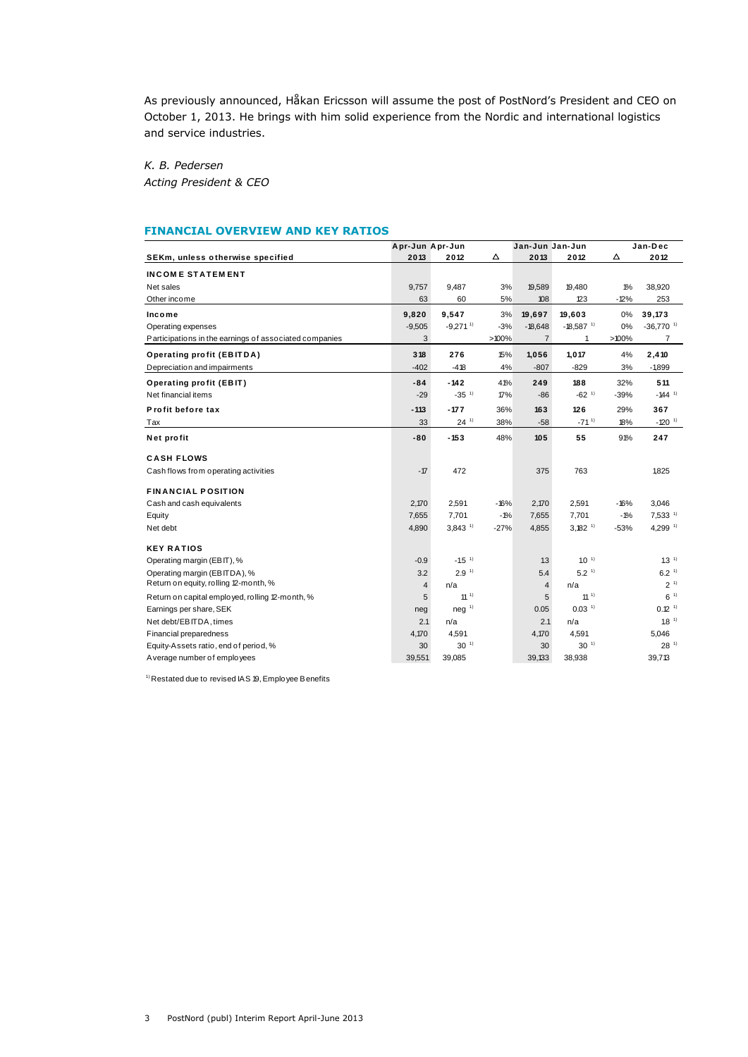As previously announced, Håkan Ericsson will assume the post of PostNord's President and CEO on October 1, 2013. He brings with him solid experience from the Nordic and international logistics and service industries.

*K. B. Pedersen*
*Acting President & CEO*

## FINANCIAL OVERVIEW AND KEY RATIOS

| SEKm, unless otherwise specified | Apr-Jun 2013 | Apr-Jun 2012 | Δ | Jan-Jun 2013 | Jan-Jun 2012 | Δ | Jan-Dec 2012 |
|---|---|---|---|---|---|---|---|
| **INCOME STATEMENT** | | | | | | | |
| Net sales | 9,757 | 9,487 | 3% | 19,589 | 19,480 | 1% | 38,920 |
| Other income | 63 | 60 | 5% | 108 | 123 | -12% | 253 |
| **Income** | **9,820** | **9,547** | 3% | **19,697** | **19,603** | 0% | **39,173** |
| Operating expenses | -9,505 | -9,271 [1] | -3% | -18,648 | -18,587 [1] | 0% | -36,770 [1] |
| Participations in the earnings of associated companies | 3 | | >100% | 7 | 1 | >100% | 7 |
| **Operating profit (EBITDA)** | **318** | **276** | 15% | **1,056** | **1,017** | 4% | **2,410** |
| Depreciation and impairments | -402 | -418 | 4% | -807 | -829 | 3% | -1,899 |
| **Operating profit (EBIT)** | **-84** | **-142** | 41% | **249** | **188** | 32% | **511** |
| Net financial items | -29 | -35 [1] | 17% | -86 | -62 [1] | -39% | -144 [1] |
| **Profit before tax** | **-113** | **-177** | 36% | **163** | **126** | 29% | **367** |
| Tax | 33 | 24 [1] | 38% | -58 | -71 [1] | 18% | -120 [1] |
| **Net profit** | **-80** | **-153** | 48% | **105** | **55** | 91% | **247** |
| **CASH FLOWS** | | | | | | | |
| Cash flows from operating activities | -17 | 472 | | 375 | 763 | | 1,825 |
| **FINANCIAL POSITION** | | | | | | | |
| Cash and cash equivalents | 2,170 | 2,591 | -16% | 2,170 | 2,591 | -16% | 3,046 |
| Equity | 7,655 | 7,701 | -1% | 7,655 | 7,701 | -1% | 7,533 [1] |
| Net debt | 4,890 | 3,843 [1] | -27% | 4,855 | 3,182 [1] | -53% | 4,299 [1] |
| **KEY RATIOS** | | | | | | | |
| Operating margin (EBIT), % | -0.9 | -1.5 [1] | | 1.3 | 1.0 [1] | | 1.3 [1] |
| Operating margin (EBITDA), % | 3.2 | 2.9 [1] | | 5.4 | 5.2 [1] | | 6.2 [1] |
| Return on equity, rolling 12-month, % | 4 | n/a | | 4 | n/a | | 2 [1] |
| Return on capital employed, rolling 12-month, % | 5 | 11 [1] | | 5 | 11 [1] | | 6 [1] |
| Earnings per share, SEK | neg | neg [1] | | 0.05 | 0.03 [1] | | 0.12 [1] |
| Net debt/EBITDA, times | 2.1 | n/a | | 2.1 | n/a | | 1.8 [1] |
| Financial preparedness | 4,170 | 4,591 | | 4,170 | 4,591 | | 5,046 |
| Equity-Assets ratio, end of period, % | 30 | 30 [1] | | 30 | 30 [1] | | 28 [1] |
| Average number of employees | 39,551 | 39,085 | | 39,133 | 38,938 | | 39,713 |

[1] Restated due to revised IAS 19, Employee Benefits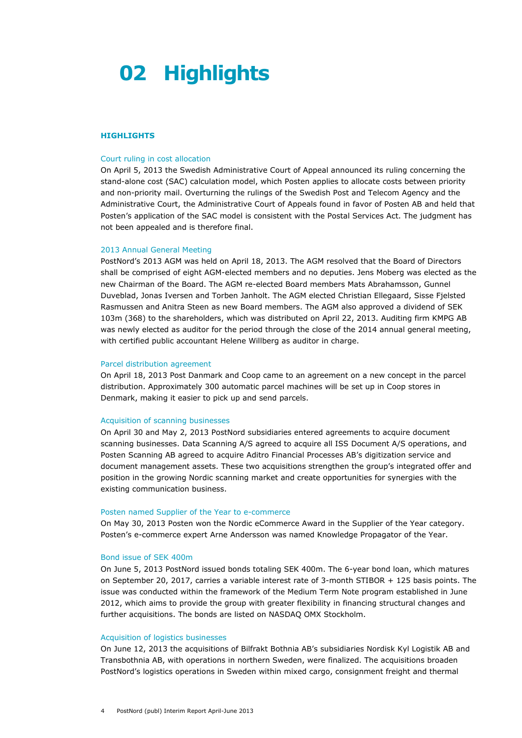# 02 Highlights

## HIGHLIGHTS

### Court ruling in cost allocation

On April 5, 2013 the Swedish Administrative Court of Appeal announced its ruling concerning the stand-alone cost (SAC) calculation model, which Posten applies to allocate costs between priority and non-priority mail. Overturning the rulings of the Swedish Post and Telecom Agency and the Administrative Court, the Administrative Court of Appeals found in favor of Posten AB and held that Posten's application of the SAC model is consistent with the Postal Services Act. The judgment has not been appealed and is therefore final.

### 2013 Annual General Meeting

PostNord's 2013 AGM was held on April 18, 2013. The AGM resolved that the Board of Directors shall be comprised of eight AGM-elected members and no deputies. Jens Moberg was elected as the new Chairman of the Board. The AGM re-elected Board members Mats Abrahamsson, Gunnel Duveblad, Jonas Iversen and Torben Janholt. The AGM elected Christian Ellegaard, Sisse Fjelsted Rasmussen and Anitra Steen as new Board members. The AGM also approved a dividend of SEK 103m (368) to the shareholders, which was distributed on April 22, 2013. Auditing firm KMPG AB was newly elected as auditor for the period through the close of the 2014 annual general meeting, with certified public accountant Helene Willberg as auditor in charge.

### Parcel distribution agreement

On April 18, 2013 Post Danmark and Coop came to an agreement on a new concept in the parcel distribution. Approximately 300 automatic parcel machines will be set up in Coop stores in Denmark, making it easier to pick up and send parcels.

### Acquisition of scanning businesses

On April 30 and May 2, 2013 PostNord subsidiaries entered agreements to acquire document scanning businesses. Data Scanning A/S agreed to acquire all ISS Document A/S operations, and Posten Scanning AB agreed to acquire Aditro Financial Processes AB's digitization service and document management assets. These two acquisitions strengthen the group's integrated offer and position in the growing Nordic scanning market and create opportunities for synergies with the existing communication business.

### Posten named Supplier of the Year to e-commerce

On May 30, 2013 Posten won the Nordic eCommerce Award in the Supplier of the Year category. Posten's e-commerce expert Arne Andersson was named Knowledge Propagator of the Year.

### Bond issue of SEK 400m

On June 5, 2013 PostNord issued bonds totaling SEK 400m. The 6-year bond loan, which matures on September 20, 2017, carries a variable interest rate of 3-month STIBOR + 125 basis points. The issue was conducted within the framework of the Medium Term Note program established in June 2012, which aims to provide the group with greater flexibility in financing structural changes and further acquisitions. The bonds are listed on NASDAQ OMX Stockholm.

### Acquisition of logistics businesses

On June 12, 2013 the acquisitions of Bilfrakt Bothnia AB's subsidiaries Nordisk Kyl Logistik AB and Transbothnia AB, with operations in northern Sweden, were finalized. The acquisitions broaden PostNord's logistics operations in Sweden within mixed cargo, consignment freight and thermal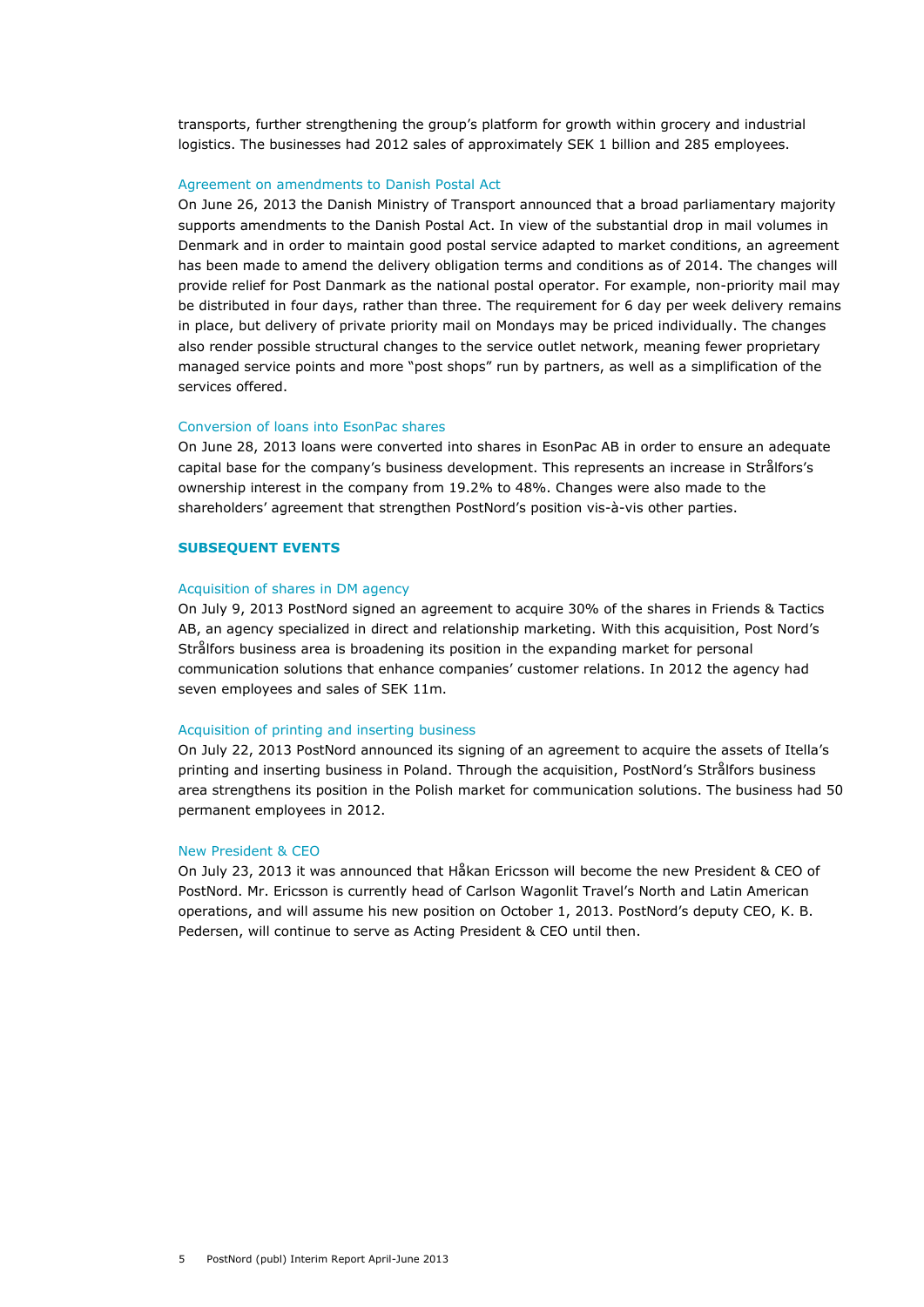transports, further strengthening the group's platform for growth within grocery and industrial logistics. The businesses had 2012 sales of approximately SEK 1 billion and 285 employees.

### Agreement on amendments to Danish Postal Act

On June 26, 2013 the Danish Ministry of Transport announced that a broad parliamentary majority supports amendments to the Danish Postal Act. In view of the substantial drop in mail volumes in Denmark and in order to maintain good postal service adapted to market conditions, an agreement has been made to amend the delivery obligation terms and conditions as of 2014. The changes will provide relief for Post Danmark as the national postal operator. For example, non-priority mail may be distributed in four days, rather than three. The requirement for 6 day per week delivery remains in place, but delivery of private priority mail on Mondays may be priced individually. The changes also render possible structural changes to the service outlet network, meaning fewer proprietary managed service points and more "post shops" run by partners, as well as a simplification of the services offered.

### Conversion of loans into EsonPac shares

On June 28, 2013 loans were converted into shares in EsonPac AB in order to ensure an adequate capital base for the company's business development. This represents an increase in Strålfors's ownership interest in the company from 19.2% to 48%. Changes were also made to the shareholders' agreement that strengthen PostNord's position vis-à-vis other parties.

## SUBSEQUENT EVENTS

### Acquisition of shares in DM agency

On July 9, 2013 PostNord signed an agreement to acquire 30% of the shares in Friends & Tactics AB, an agency specialized in direct and relationship marketing. With this acquisition, Post Nord's Strålfors business area is broadening its position in the expanding market for personal communication solutions that enhance companies' customer relations. In 2012 the agency had seven employees and sales of SEK 11m.

### Acquisition of printing and inserting business

On July 22, 2013 PostNord announced its signing of an agreement to acquire the assets of Itella's printing and inserting business in Poland. Through the acquisition, PostNord's Strålfors business area strengthens its position in the Polish market for communication solutions. The business had 50 permanent employees in 2012.

### New President & CEO

On July 23, 2013 it was announced that Håkan Ericsson will become the new President & CEO of PostNord. Mr. Ericsson is currently head of Carlson Wagonlit Travel's North and Latin American operations, and will assume his new position on October 1, 2013. PostNord's deputy CEO, K. B. Pedersen, will continue to serve as Acting President & CEO until then.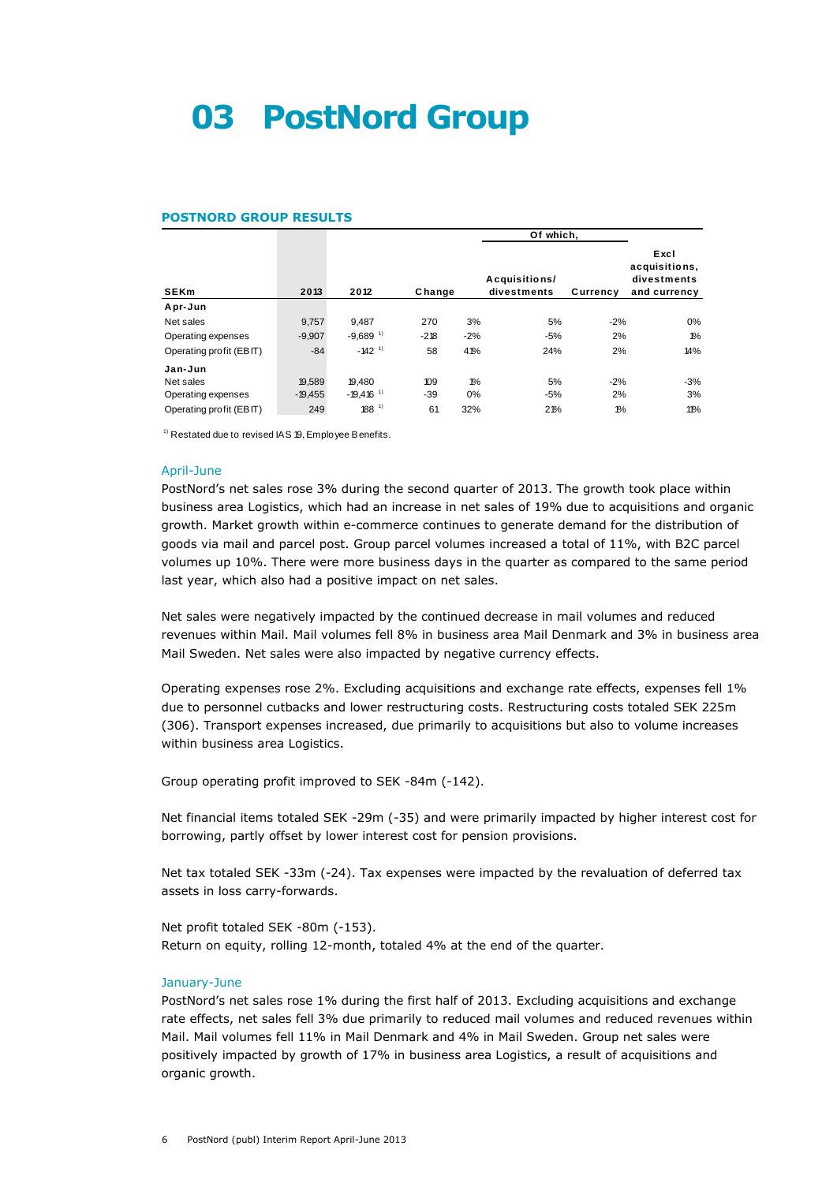# 03 PostNord Group

**POSTNORD GROUP RESULTS**

| SEKm | 2013 | 2012 | Change | | Of which, Acquisitions/ divestments | Currency | Excl acquisitions, divestments and currency |
|---|---|---|---|---|---|---|---|
| **Apr-Jun** | | | | | | | |
| Net sales | 9,757 | 9,487 | 270 | 3% | 5% | -2% | 0% |
| Operating expenses | -9,907 | -9,689 [1] | -218 | -2% | -5% | 2% | 1% |
| Operating profit (EBIT) | -84 | -142 [1] | 58 | 41% | 24% | 2% | 14% |
| **Jan-Jun** | | | | | | | |
| Net sales | 19,589 | 19,480 | 109 | 1% | 5% | -2% | -3% |
| Operating expenses | -19,455 | -19,416 [1] | -39 | 0% | -5% | 2% | 3% |
| Operating profit (EBIT) | 249 | 188 [1] | 61 | 32% | 21% | 1% | 11% |

[1] Restated due to revised IAS 19, Employee Benefits.

### April-June

PostNord's net sales rose 3% during the second quarter of 2013. The growth took place within business area Logistics, which had an increase in net sales of 19% due to acquisitions and organic growth. Market growth within e-commerce continues to generate demand for the distribution of goods via mail and parcel post. Group parcel volumes increased a total of 11%, with B2C parcel volumes up 10%. There were more business days in the quarter as compared to the same period last year, which also had a positive impact on net sales.

Net sales were negatively impacted by the continued decrease in mail volumes and reduced revenues within Mail. Mail volumes fell 8% in business area Mail Denmark and 3% in business area Mail Sweden. Net sales were also impacted by negative currency effects.

Operating expenses rose 2%. Excluding acquisitions and exchange rate effects, expenses fell 1% due to personnel cutbacks and lower restructuring costs. Restructuring costs totaled SEK 225m (306). Transport expenses increased, due primarily to acquisitions but also to volume increases within business area Logistics.

Group operating profit improved to SEK -84m (-142).

Net financial items totaled SEK -29m (-35) and were primarily impacted by higher interest cost for borrowing, partly offset by lower interest cost for pension provisions.

Net tax totaled SEK -33m (-24). Tax expenses were impacted by the revaluation of deferred tax assets in loss carry-forwards.

Net profit totaled SEK -80m (-153).
Return on equity, rolling 12-month, totaled 4% at the end of the quarter.

### January-June

PostNord's net sales rose 1% during the first half of 2013. Excluding acquisitions and exchange rate effects, net sales fell 3% due primarily to reduced mail volumes and reduced revenues within Mail. Mail volumes fell 11% in Mail Denmark and 4% in Mail Sweden. Group net sales were positively impacted by growth of 17% in business area Logistics, a result of acquisitions and organic growth.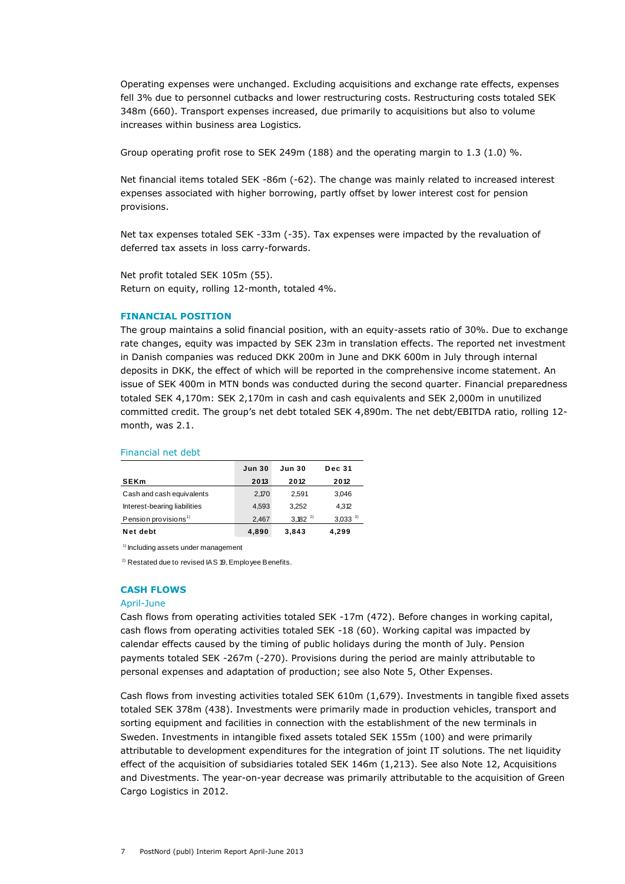Operating expenses were unchanged. Excluding acquisitions and exchange rate effects, expenses fell 3% due to personnel cutbacks and lower restructuring costs. Restructuring costs totaled SEK 348m (660). Transport expenses increased, due primarily to acquisitions but also to volume increases within business area Logistics.

Group operating profit rose to SEK 249m (188) and the operating margin to 1.3 (1.0) %.

Net financial items totaled SEK -86m (-62). The change was mainly related to increased interest expenses associated with higher borrowing, partly offset by lower interest cost for pension provisions.

Net tax expenses totaled SEK -33m (-35). Tax expenses were impacted by the revaluation of deferred tax assets in loss carry-forwards.

Net profit totaled SEK 105m (55).
Return on equity, rolling 12-month, totaled 4%.

## FINANCIAL POSITION

The group maintains a solid financial position, with an equity-assets ratio of 30%. Due to exchange rate changes, equity was impacted by SEK 23m in translation effects. The reported net investment in Danish companies was reduced DKK 200m in June and DKK 600m in July through internal deposits in DKK, the effect of which will be reported in the comprehensive income statement. An issue of SEK 400m in MTN bonds was conducted during the second quarter. Financial preparedness totaled SEK 4,170m: SEK 2,170m in cash and cash equivalents and SEK 2,000m in unutilized committed credit. The group's net debt totaled SEK 4,890m. The net debt/EBITDA ratio, rolling 12-month, was 2.1.

### Financial net debt

| SEKm | Jun 30 2013 | Jun 30 2012 | Dec 31 2012 |
|---|---|---|---|
| Cash and cash equivalents | 2,170 | 2,591 | 3,046 |
| Interest-bearing liabilities | 4,593 | 3,252 | 4,312 |
| Pension provisions[1] | 2,467 | 3,182 [2] | 3,033 [2] |
| **Net debt** | **4,890** | **3,843** | **4,299** |

[1] Including assets under management

[2] Restated due to revised IAS 19, Employee Benefits.

## CASH FLOWS

### April-June

Cash flows from operating activities totaled SEK -17m (472). Before changes in working capital, cash flows from operating activities totaled SEK -18 (60). Working capital was impacted by calendar effects caused by the timing of public holidays during the month of July. Pension payments totaled SEK -267m (-270). Provisions during the period are mainly attributable to personal expenses and adaptation of production; see also Note 5, Other Expenses.

Cash flows from investing activities totaled SEK 610m (1,679). Investments in tangible fixed assets totaled SEK 378m (438). Investments were primarily made in production vehicles, transport and sorting equipment and facilities in connection with the establishment of the new terminals in Sweden. Investments in intangible fixed assets totaled SEK 155m (100) and were primarily attributable to development expenditures for the integration of joint IT solutions. The net liquidity effect of the acquisition of subsidiaries totaled SEK 146m (1,213). See also Note 12, Acquisitions and Divestments. The year-on-year decrease was primarily attributable to the acquisition of Green Cargo Logistics in 2012.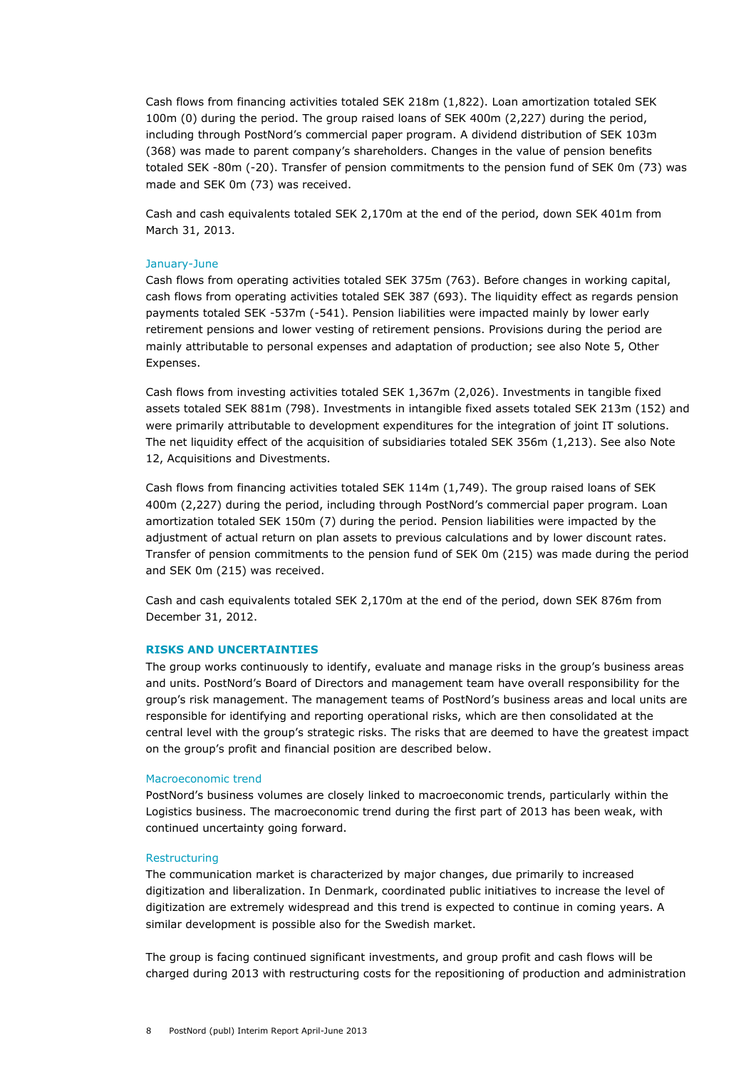Cash flows from financing activities totaled SEK 218m (1,822). Loan amortization totaled SEK 100m (0) during the period. The group raised loans of SEK 400m (2,227) during the period, including through PostNord's commercial paper program. A dividend distribution of SEK 103m (368) was made to parent company's shareholders. Changes in the value of pension benefits totaled SEK -80m (-20). Transfer of pension commitments to the pension fund of SEK 0m (73) was made and SEK 0m (73) was received.

Cash and cash equivalents totaled SEK 2,170m at the end of the period, down SEK 401m from March 31, 2013.

### January-June

Cash flows from operating activities totaled SEK 375m (763). Before changes in working capital, cash flows from operating activities totaled SEK 387 (693). The liquidity effect as regards pension payments totaled SEK -537m (-541). Pension liabilities were impacted mainly by lower early retirement pensions and lower vesting of retirement pensions. Provisions during the period are mainly attributable to personal expenses and adaptation of production; see also Note 5, Other Expenses.

Cash flows from investing activities totaled SEK 1,367m (2,026). Investments in tangible fixed assets totaled SEK 881m (798). Investments in intangible fixed assets totaled SEK 213m (152) and were primarily attributable to development expenditures for the integration of joint IT solutions. The net liquidity effect of the acquisition of subsidiaries totaled SEK 356m (1,213). See also Note 12, Acquisitions and Divestments.

Cash flows from financing activities totaled SEK 114m (1,749). The group raised loans of SEK 400m (2,227) during the period, including through PostNord's commercial paper program. Loan amortization totaled SEK 150m (7) during the period. Pension liabilities were impacted by the adjustment of actual return on plan assets to previous calculations and by lower discount rates. Transfer of pension commitments to the pension fund of SEK 0m (215) was made during the period and SEK 0m (215) was received.

Cash and cash equivalents totaled SEK 2,170m at the end of the period, down SEK 876m from December 31, 2012.

## RISKS AND UNCERTAINTIES

The group works continuously to identify, evaluate and manage risks in the group's business areas and units. PostNord's Board of Directors and management team have overall responsibility for the group's risk management. The management teams of PostNord's business areas and local units are responsible for identifying and reporting operational risks, which are then consolidated at the central level with the group's strategic risks. The risks that are deemed to have the greatest impact on the group's profit and financial position are described below.

### Macroeconomic trend

PostNord's business volumes are closely linked to macroeconomic trends, particularly within the Logistics business. The macroeconomic trend during the first part of 2013 has been weak, with continued uncertainty going forward.

### Restructuring

The communication market is characterized by major changes, due primarily to increased digitization and liberalization. In Denmark, coordinated public initiatives to increase the level of digitization are extremely widespread and this trend is expected to continue in coming years. A similar development is possible also for the Swedish market.

The group is facing continued significant investments, and group profit and cash flows will be charged during 2013 with restructuring costs for the repositioning of production and administration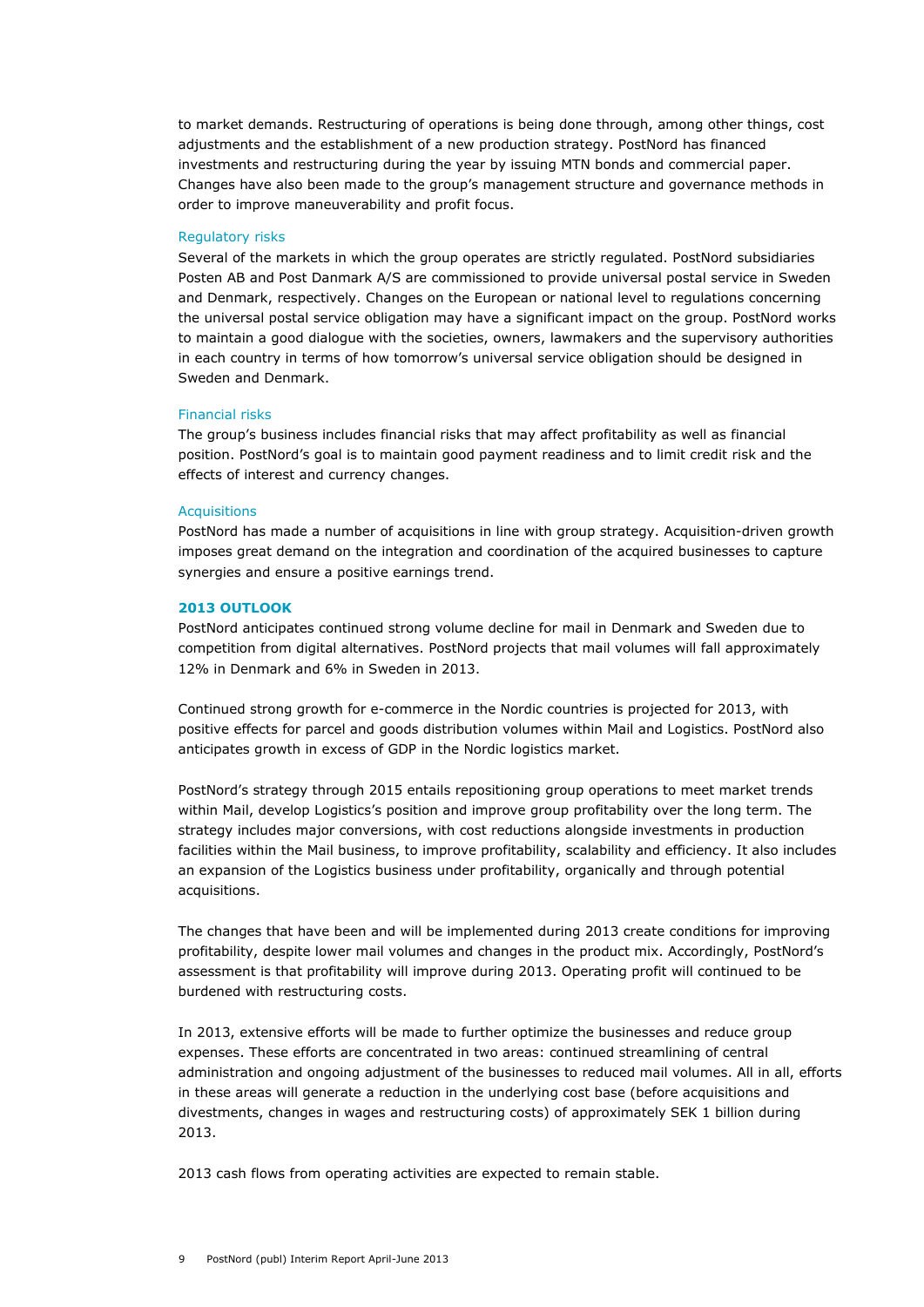to market demands. Restructuring of operations is being done through, among other things, cost adjustments and the establishment of a new production strategy. PostNord has financed investments and restructuring during the year by issuing MTN bonds and commercial paper. Changes have also been made to the group's management structure and governance methods in order to improve maneuverability and profit focus.

### Regulatory risks

Several of the markets in which the group operates are strictly regulated. PostNord subsidiaries Posten AB and Post Danmark A/S are commissioned to provide universal postal service in Sweden and Denmark, respectively. Changes on the European or national level to regulations concerning the universal postal service obligation may have a significant impact on the group. PostNord works to maintain a good dialogue with the societies, owners, lawmakers and the supervisory authorities in each country in terms of how tomorrow's universal service obligation should be designed in Sweden and Denmark.

### Financial risks

The group's business includes financial risks that may affect profitability as well as financial position. PostNord's goal is to maintain good payment readiness and to limit credit risk and the effects of interest and currency changes.

### Acquisitions

PostNord has made a number of acquisitions in line with group strategy. Acquisition-driven growth imposes great demand on the integration and coordination of the acquired businesses to capture synergies and ensure a positive earnings trend.

## 2013 OUTLOOK

PostNord anticipates continued strong volume decline for mail in Denmark and Sweden due to competition from digital alternatives. PostNord projects that mail volumes will fall approximately 12% in Denmark and 6% in Sweden in 2013.

Continued strong growth for e-commerce in the Nordic countries is projected for 2013, with positive effects for parcel and goods distribution volumes within Mail and Logistics. PostNord also anticipates growth in excess of GDP in the Nordic logistics market.

PostNord's strategy through 2015 entails repositioning group operations to meet market trends within Mail, develop Logistics's position and improve group profitability over the long term. The strategy includes major conversions, with cost reductions alongside investments in production facilities within the Mail business, to improve profitability, scalability and efficiency. It also includes an expansion of the Logistics business under profitability, organically and through potential acquisitions.

The changes that have been and will be implemented during 2013 create conditions for improving profitability, despite lower mail volumes and changes in the product mix. Accordingly, PostNord's assessment is that profitability will improve during 2013. Operating profit will continued to be burdened with restructuring costs.

In 2013, extensive efforts will be made to further optimize the businesses and reduce group expenses. These efforts are concentrated in two areas: continued streamlining of central administration and ongoing adjustment of the businesses to reduced mail volumes. All in all, efforts in these areas will generate a reduction in the underlying cost base (before acquisitions and divestments, changes in wages and restructuring costs) of approximately SEK 1 billion during 2013.

2013 cash flows from operating activities are expected to remain stable.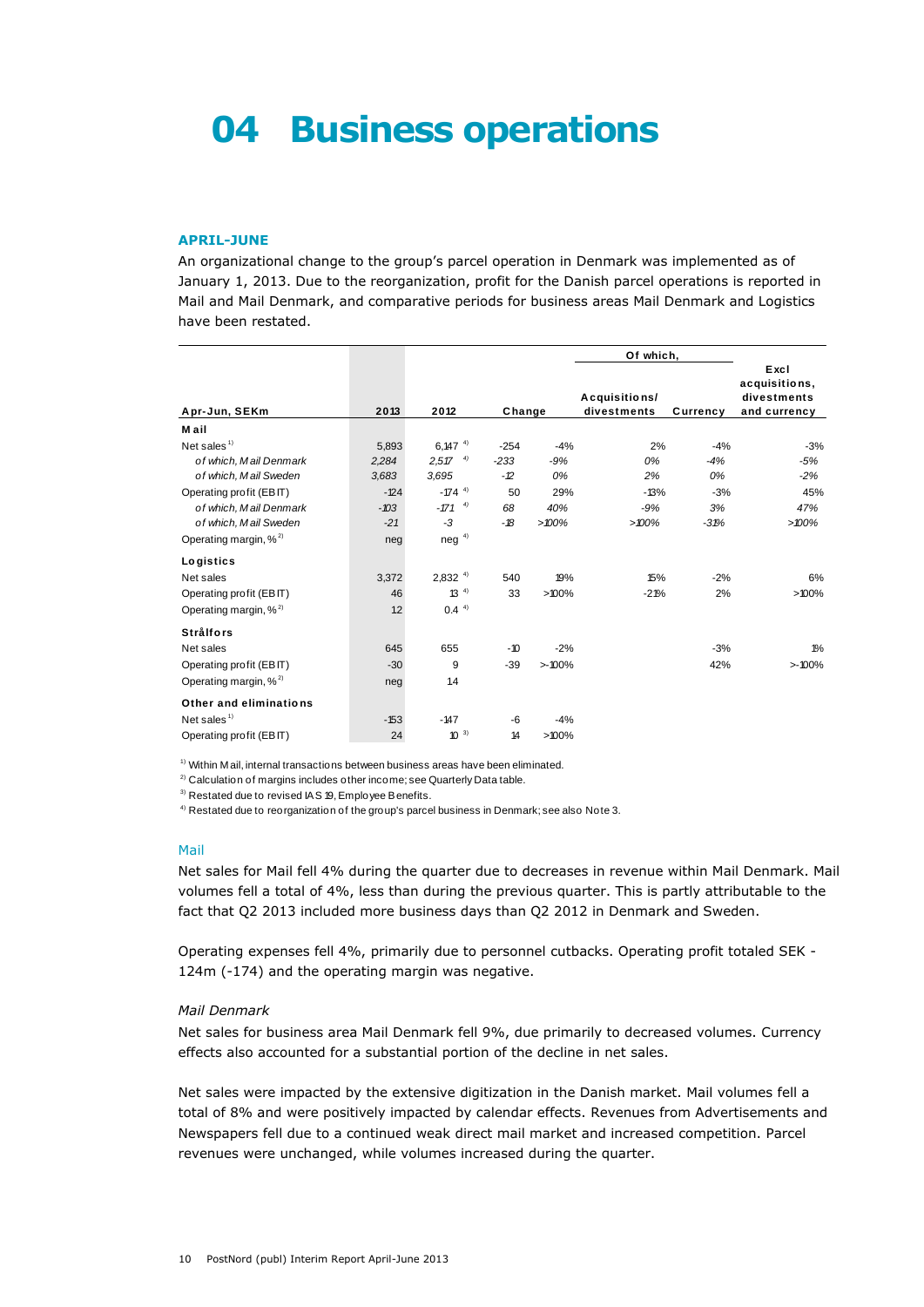# 04 Business operations

### APRIL-JUNE

An organizational change to the group's parcel operation in Denmark was implemented as of January 1, 2013. Due to the reorganization, profit for the Danish parcel operations is reported in Mail and Mail Denmark, and comparative periods for business areas Mail Denmark and Logistics have been restated.

| Apr-Jun, SEKm | 2013 | 2012 | Change | | Of which, Acquisitions/ divestments | Of which, Currency | Excl acquisitions, divestments and currency |
|---|---|---|---|---|---|---|---|
| **Mail** | | | | | | | |
| Net sales [1] | 5,893 | 6,147 [4] | -254 | -4% | 2% | -4% | -3% |
| *of which, Mail Denmark* | *2,284* | *2,517* [4] | *-233* | *-9%* | *0%* | *-4%* | *-5%* |
| *of which, Mail Sweden* | *3,683* | *3,695* | *-12* | *0%* | *2%* | *0%* | *-2%* |
| Operating profit (EBIT) | -124 | -174 [4] | 50 | 29% | -13% | -3% | 45% |
| *of which, Mail Denmark* | *-103* | *-171* [4] | *68* | *40%* | *-9%* | *3%* | *47%* |
| *of which, Mail Sweden* | *-21* | *-3* | *-18* | *>100%* | *>100%* | *-31%* | *>100%* |
| Operating margin, % [2] | neg | neg [4] | | | | | |
| **Logistics** | | | | | | | |
| Net sales | 3,372 | 2,832 [4] | 540 | 19% | 15% | -2% | 6% |
| Operating profit (EBIT) | 46 | 13 [4] | 33 | >100% | -21% | 2% | >100% |
| Operating margin, % [2] | 1.2 | 0.4 [4] | | | | | |
| **Strålfors** | | | | | | | |
| Net sales | 645 | 655 | -10 | -2% | | -3% | 1% |
| Operating profit (EBIT) | -30 | 9 | -39 | >-100% | | 42% | >-100% |
| Operating margin, % [2] | neg | 1.4 | | | | | |
| **Other and eliminations** | | | | | | | |
| Net sales [1] | -153 | -147 | -6 | -4% | | | |
| Operating profit (EBIT) | 24 | 10 [3] | 14 | >100% | | | |

[1] Within Mail, internal transactions between business areas have been eliminated.
[2] Calculation of margins includes other income; see Quarterly Data table.
[3] Restated due to revised IAS 19, Employee Benefits.
[4] Restated due to reorganization of the group's parcel business in Denmark; see also Note 3.

#### Mail

Net sales for Mail fell 4% during the quarter due to decreases in revenue within Mail Denmark. Mail volumes fell a total of 4%, less than during the previous quarter. This is partly attributable to the fact that Q2 2013 included more business days than Q2 2012 in Denmark and Sweden.

Operating expenses fell 4%, primarily due to personnel cutbacks. Operating profit totaled SEK -124m (-174) and the operating margin was negative.

*Mail Denmark*

Net sales for business area Mail Denmark fell 9%, due primarily to decreased volumes. Currency effects also accounted for a substantial portion of the decline in net sales.

Net sales were impacted by the extensive digitization in the Danish market. Mail volumes fell a total of 8% and were positively impacted by calendar effects. Revenues from Advertisements and Newspapers fell due to a continued weak direct mail market and increased competition. Parcel revenues were unchanged, while volumes increased during the quarter.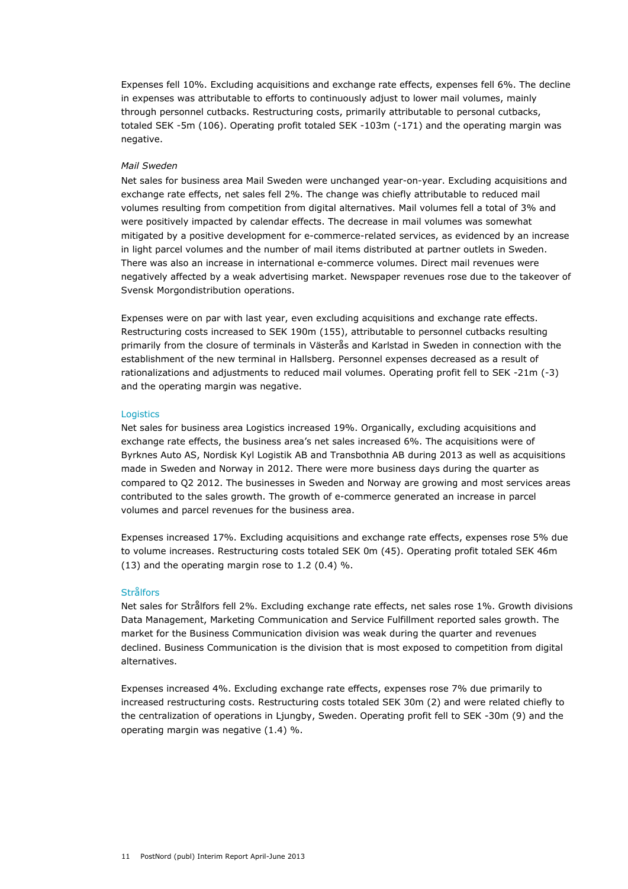Expenses fell 10%. Excluding acquisitions and exchange rate effects, expenses fell 6%. The decline in expenses was attributable to efforts to continuously adjust to lower mail volumes, mainly through personnel cutbacks. Restructuring costs, primarily attributable to personal cutbacks, totaled SEK -5m (106). Operating profit totaled SEK -103m (-171) and the operating margin was negative.

*Mail Sweden*

Net sales for business area Mail Sweden were unchanged year-on-year. Excluding acquisitions and exchange rate effects, net sales fell 2%. The change was chiefly attributable to reduced mail volumes resulting from competition from digital alternatives. Mail volumes fell a total of 3% and were positively impacted by calendar effects. The decrease in mail volumes was somewhat mitigated by a positive development for e-commerce-related services, as evidenced by an increase in light parcel volumes and the number of mail items distributed at partner outlets in Sweden. There was also an increase in international e-commerce volumes. Direct mail revenues were negatively affected by a weak advertising market. Newspaper revenues rose due to the takeover of Svensk Morgondistribution operations.

Expenses were on par with last year, even excluding acquisitions and exchange rate effects. Restructuring costs increased to SEK 190m (155), attributable to personnel cutbacks resulting primarily from the closure of terminals in Västerås and Karlstad in Sweden in connection with the establishment of the new terminal in Hallsberg. Personnel expenses decreased as a result of rationalizations and adjustments to reduced mail volumes. Operating profit fell to SEK -21m (-3) and the operating margin was negative.

## Logistics

Net sales for business area Logistics increased 19%. Organically, excluding acquisitions and exchange rate effects, the business area's net sales increased 6%. The acquisitions were of Byrknes Auto AS, Nordisk Kyl Logistik AB and Transbothnia AB during 2013 as well as acquisitions made in Sweden and Norway in 2012. There were more business days during the quarter as compared to Q2 2012. The businesses in Sweden and Norway are growing and most services areas contributed to the sales growth. The growth of e-commerce generated an increase in parcel volumes and parcel revenues for the business area.

Expenses increased 17%. Excluding acquisitions and exchange rate effects, expenses rose 5% due to volume increases. Restructuring costs totaled SEK 0m (45). Operating profit totaled SEK 46m (13) and the operating margin rose to 1.2 (0.4) %.

## Strålfors

Net sales for Strålfors fell 2%. Excluding exchange rate effects, net sales rose 1%. Growth divisions Data Management, Marketing Communication and Service Fulfillment reported sales growth. The market for the Business Communication division was weak during the quarter and revenues declined. Business Communication is the division that is most exposed to competition from digital alternatives.

Expenses increased 4%. Excluding exchange rate effects, expenses rose 7% due primarily to increased restructuring costs. Restructuring costs totaled SEK 30m (2) and were related chiefly to the centralization of operations in Ljungby, Sweden. Operating profit fell to SEK -30m (9) and the operating margin was negative (1.4) %.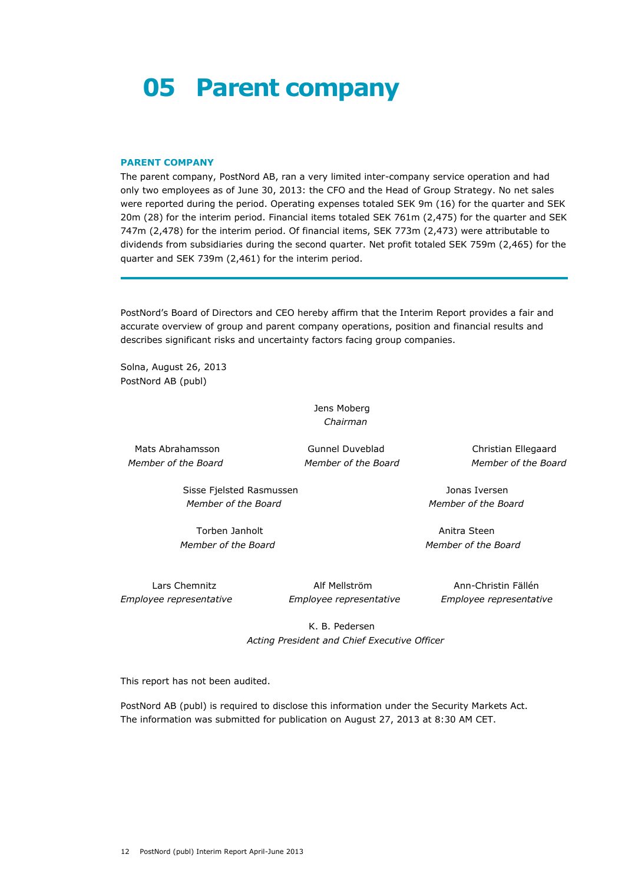# 05 Parent company

### PARENT COMPANY

The parent company, PostNord AB, ran a very limited inter-company service operation and had only two employees as of June 30, 2013: the CFO and the Head of Group Strategy. No net sales were reported during the period. Operating expenses totaled SEK 9m (16) for the quarter and SEK 20m (28) for the interim period. Financial items totaled SEK 761m (2,475) for the quarter and SEK 747m (2,478) for the interim period. Of financial items, SEK 773m (2,473) were attributable to dividends from subsidiaries during the second quarter. Net profit totaled SEK 759m (2,465) for the quarter and SEK 739m (2,461) for the interim period.

---

PostNord's Board of Directors and CEO hereby affirm that the Interim Report provides a fair and accurate overview of group and parent company operations, position and financial results and describes significant risks and uncertainty factors facing group companies.

Solna, August 26, 2013
PostNord AB (publ)

Jens Moberg
*Chairman*

Mats Abrahamsson
*Member of the Board*

Gunnel Duveblad
*Member of the Board*

Christian Ellegaard
*Member of the Board*

Sisse Fjelsted Rasmussen
*Member of the Board*

Jonas Iversen
*Member of the Board*

Torben Janholt
*Member of the Board*

Anitra Steen
*Member of the Board*

Lars Chemnitz
*Employee representative*

Alf Mellström
*Employee representative*

Ann-Christin Fällén
*Employee representative*

K. B. Pedersen
*Acting President and Chief Executive Officer*

This report has not been audited.

PostNord AB (publ) is required to disclose this information under the Security Markets Act. The information was submitted for publication on August 27, 2013 at 8:30 AM CET.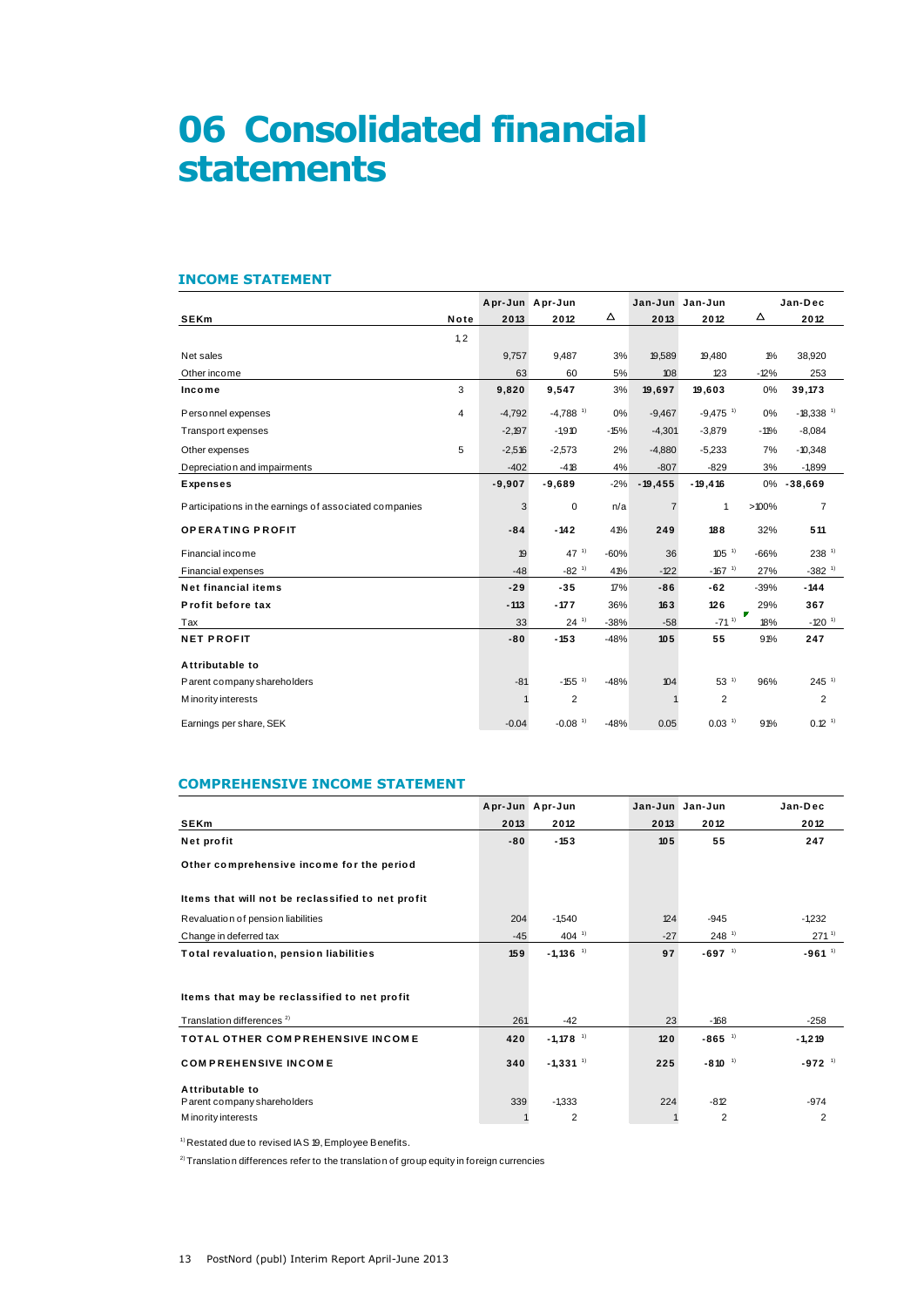# 06 Consolidated financial statements

## INCOME STATEMENT

| SEKm | Note | Apr-Jun 2013 | Apr-Jun 2012 | Δ | Jan-Jun 2013 | Jan-Jun 2012 | Δ | Jan-Dec 2012 |
|---|---|---|---|---|---|---|---|---|
| | 1,2 | | | | | | | |
| Net sales | | 9,757 | 9,487 | 3% | 19,589 | 19,480 | 1% | 38,920 |
| Other income | | 63 | 60 | 5% | 108 | 123 | -12% | 253 |
| **Income** | 3 | **9,820** | **9,547** | 3% | **19,697** | **19,603** | 0% | **39,173** |
| Personnel expenses | 4 | -4,792 | -4,788 [1] | 0% | -9,467 | -9,475 [1] | 0% | -18,338 [1] |
| Transport expenses | | -2,197 | -1,910 | -15% | -4,301 | -3,879 | -11% | -8,084 |
| Other expenses | 5 | -2,516 | -2,573 | 2% | -4,880 | -5,233 | 7% | -10,348 |
| Depreciation and impairments | | -402 | -418 | 4% | -807 | -829 | 3% | -1,899 |
| **Expenses** | | **-9,907** | **-9,689** | -2% | **-19,455** | **-19,416** | 0% | **-38,669** |
| Participations in the earnings of associated companies | | 3 | 0 | n/a | 7 | 1 | >100% | 7 |
| **OPERATING PROFIT** | | **-84** | **-142** | 41% | **249** | **188** | 32% | **511** |
| Financial income | | 19 | 47 [1] | -60% | 36 | 105 [1] | -66% | 238 [1] |
| Financial expenses | | -48 | -82 [1] | 41% | -122 | -167 [1] | 27% | -382 [1] |
| **Net financial items** | | **-29** | **-35** | 17% | **-86** | **-62** | -39% | **-144** |
| **Profit before tax** | | **-113** | **-177** | 36% | **163** | **126** | 29% | **367** |
| Tax | | 33 | 24 [1] | -38% | -58 | -71 [1] | 18% | -120 [1] |
| **NET PROFIT** | | **-80** | **-153** | -48% | **105** | **55** | 91% | **247** |
| **Attributable to** | | | | | | | | |
| Parent company shareholders | | -81 | -155 [1] | -48% | 104 | 53 [1] | 96% | 245 [1] |
| Minority interests | | 1 | 2 | | 1 | 2 | | 2 |
| Earnings per share, SEK | | -0.04 | -0.08 [1] | -48% | 0.05 | 0.03 [1] | 91% | 0.12 [1] |

## COMPREHENSIVE INCOME STATEMENT

| SEKm | Apr-Jun 2013 | Apr-Jun 2012 | Jan-Jun 2013 | Jan-Jun 2012 | Jan-Dec 2012 |
|---|---|---|---|---|---|
| **Net profit** | **-80** | **-153** | **105** | **55** | **247** |
| **Other comprehensive income for the period** | | | | | |
| **Items that will not be reclassified to net profit** | | | | | |
| Revaluation of pension liabilities | 204 | -1,540 | 124 | -945 | -1,232 |
| Change in deferred tax | -45 | 404 [1] | -27 | 248 [1] | 271 [1] |
| **Total revaluation, pension liabilities** | **159** | **-1,136** [1] | **97** | **-697** [1] | **-961** [1] |
| **Items that may be reclassified to net profit** | | | | | |
| Translation differences [2] | 261 | -42 | 23 | -168 | -258 |
| **TOTAL OTHER COMPREHENSIVE INCOME** | **420** | **-1,178** [1] | **120** | **-865** [1] | **-1,219** |
| **COMPREHENSIVE INCOME** | **340** | **-1,331** [1] | **225** | **-810** [1] | **-972** [1] |
| **Attributable to** | | | | | |
| Parent company shareholders | 339 | -1,333 | 224 | -812 | -974 |
| Minority interests | 1 | 2 | 1 | 2 | 2 |

[1] Restated due to revised IAS 19, Employee Benefits.

[2] Translation differences refer to the translation of group equity in foreign currencies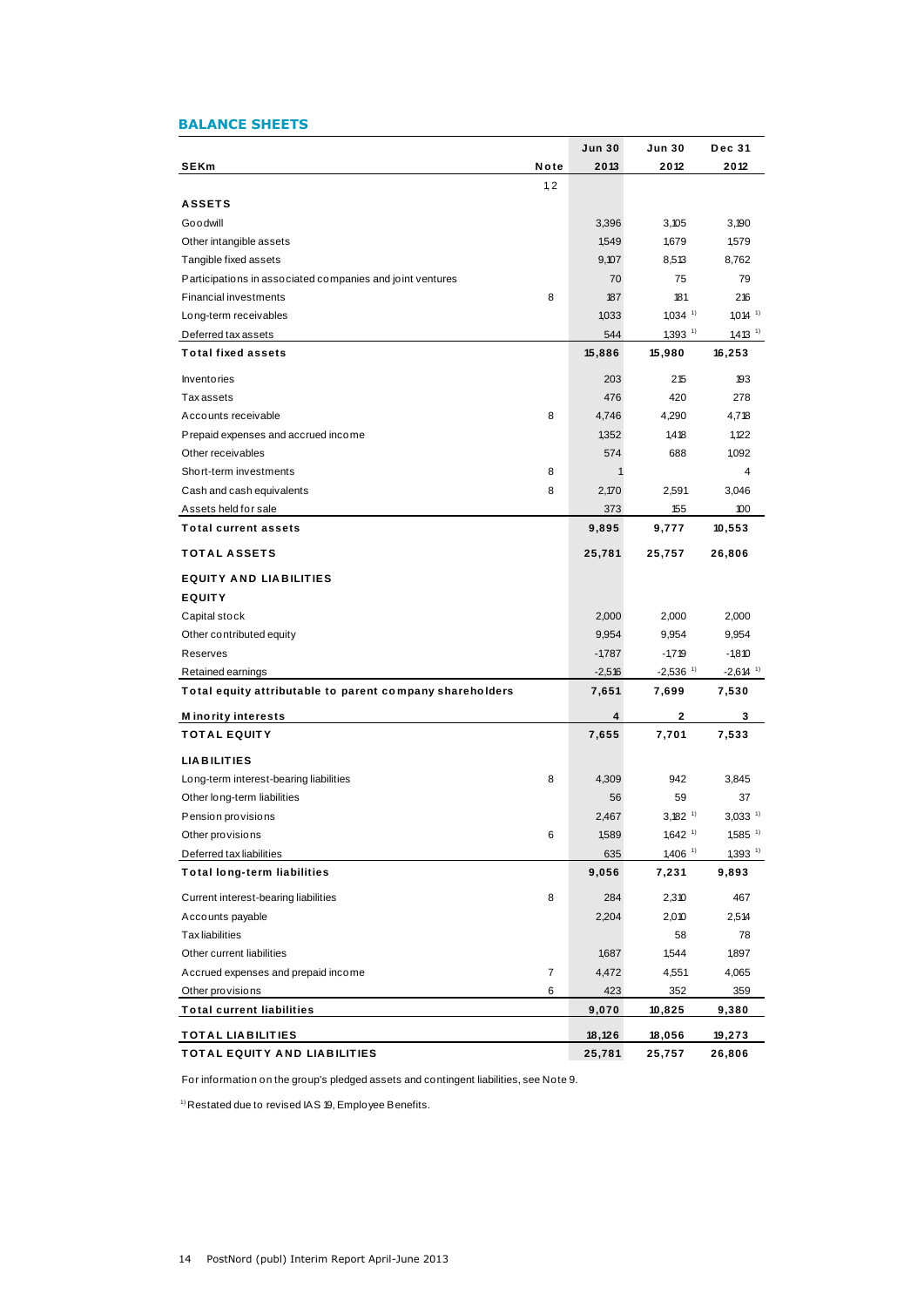## BALANCE SHEETS

| SEKm | Note | Jun 30 2013 | Jun 30 2012 | Dec 31 2012 |
|---|---|---|---|---|
| | 1,2 | | | |
| **ASSETS** | | | | |
| Goodwill | | 3,396 | 3,105 | 3,190 |
| Other intangible assets | | 1,549 | 1,679 | 1,579 |
| Tangible fixed assets | | 9,107 | 8,513 | 8,762 |
| Participations in associated companies and joint ventures | | 70 | 75 | 79 |
| Financial investments | 8 | 187 | 181 | 216 |
| Long-term receivables | | 1,033 | 1,034 [1] | 1,014 [1] |
| Deferred tax assets | | 544 | 1,393 [1] | 1,413 [1] |
| **Total fixed assets** | | **15,886** | **15,980** | **16,253** |
| Inventories | | 203 | 215 | 193 |
| Tax assets | | 476 | 420 | 278 |
| Accounts receivable | 8 | 4,746 | 4,290 | 4,718 |
| Prepaid expenses and accrued income | | 1,352 | 1,418 | 1,122 |
| Other receivables | | 574 | 688 | 1,092 |
| Short-term investments | 8 | 1 | | 4 |
| Cash and cash equivalents | 8 | 2,170 | 2,591 | 3,046 |
| Assets held for sale | | 373 | 155 | 100 |
| **Total current assets** | | **9,895** | **9,777** | **10,553** |
| **TOTAL ASSETS** | | **25,781** | **25,757** | **26,806** |
| **EQUITY AND LIABILITIES** | | | | |
| **EQUITY** | | | | |
| Capital stock | | 2,000 | 2,000 | 2,000 |
| Other contributed equity | | 9,954 | 9,954 | 9,954 |
| Reserves | | -1,787 | -1,719 | -1,810 |
| Retained earnings | | -2,516 | -2,536 [1] | -2,614 [1] |
| **Total equity attributable to parent company shareholders** | | **7,651** | **7,699** | **7,530** |
| **Minority interests** | | **4** | **2** | **3** |
| **TOTAL EQUITY** | | **7,655** | **7,701** | **7,533** |
| **LIABILITIES** | | | | |
| Long-term interest-bearing liabilities | 8 | 4,309 | 942 | 3,845 |
| Other long-term liabilities | | 56 | 59 | 37 |
| Pension provisions | | 2,467 | 3,182 [1] | 3,033 [1] |
| Other provisions | 6 | 1,589 | 1,642 [1] | 1,585 [1] |
| Deferred tax liabilities | | 635 | 1,406 [1] | 1,393 [1] |
| **Total long-term liabilities** | | **9,056** | **7,231** | **9,893** |
| Current interest-bearing liabilities | 8 | 284 | 2,310 | 467 |
| Accounts payable | | 2,204 | 2,010 | 2,514 |
| Tax liabilities | | | 58 | 78 |
| Other current liabilities | | 1,687 | 1,544 | 1,897 |
| Accrued expenses and prepaid income | 7 | 4,472 | 4,551 | 4,065 |
| Other provisions | 6 | 423 | 352 | 359 |
| **Total current liabilities** | | **9,070** | **10,825** | **9,380** |
| **TOTAL LIABILITIES** | | **18,126** | **18,056** | **19,273** |
| **TOTAL EQUITY AND LIABILITIES** | | **25,781** | **25,757** | **26,806** |

For information on the group's pledged assets and contingent liabilities, see Note 9.

[1] Restated due to revised IAS 19, Employee Benefits.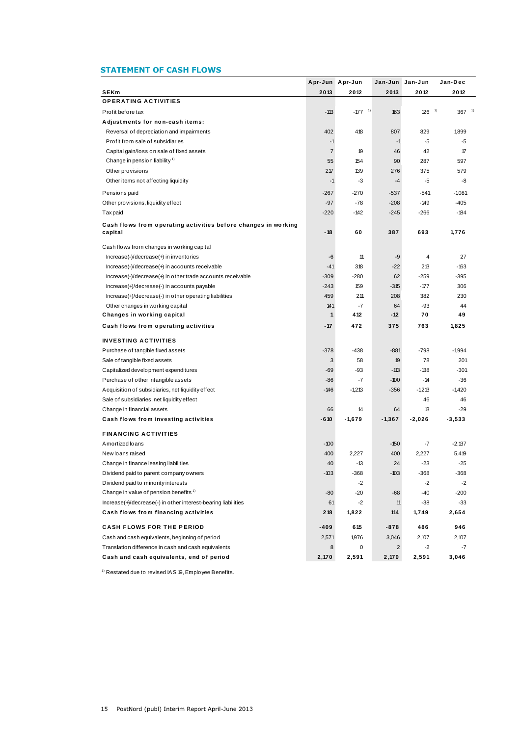## STATEMENT OF CASH FLOWS

| SEKm | Apr-Jun 2013 | Apr-Jun 2012 | Jan-Jun 2013 | Jan-Jun 2012 | Jan-Dec 2012 |
|---|---|---|---|---|---|
| **OPERATING ACTIVITIES** | | | | | |
| Profit before tax | -113 | -177 [1)] | 163 | 126 [1)] | 367 [1)] |
| **Adjustments for non-cash items:** | | | | | |
| Reversal of depreciation and impairments | 402 | 418 | 807 | 829 | 1,899 |
| Profit from sale of subsidiaries | -1 | | -1 | -5 | -5 |
| Capital gain/loss on sale of fixed assets | 7 | 19 | 46 | 42 | 17 |
| Change in pension liability [1)] | 55 | 154 | 90 | 287 | 597 |
| Other provisions | 217 | 139 | 276 | 375 | 579 |
| Other items not affecting liquidity | -1 | -3 | -4 | -5 | -8 |
| Pensions paid | -267 | -270 | -537 | -541 | -1,081 |
| Other provisions, liquidity effect | -97 | -78 | -208 | -149 | -405 |
| Tax paid | -220 | -142 | -245 | -266 | -184 |
| **Cash flows from operating activities before changes in working capital** | **-18** | **60** | **387** | **693** | **1,776** |
| Cash flows from changes in working capital | | | | | |
| Increase(-)/decrease(+) in inventories | -6 | 11 | -9 | 4 | 27 |
| Increase(-)/decrease(+) in accounts receivable | -41 | 318 | -22 | 213 | -163 |
| Increase(-)/decrease(+) in other trade accounts receivable | -309 | -280 | 62 | -259 | -395 |
| Increase(+)/decrease(-) in accounts payable | -243 | 159 | -315 | -177 | 306 |
| Increase(+)/decrease(-) in other operating liabilities | 459 | 211 | 208 | 382 | 230 |
| Other changes in working capital | 141 | -7 | 64 | -93 | 44 |
| **Changes in working capital** | **1** | **412** | **-12** | **70** | **49** |
| **Cash flows from operating activities** | **-17** | **472** | **375** | **763** | **1,825** |
| **INVESTING ACTIVITIES** | | | | | |
| Purchase of tangible fixed assets | -378 | -438 | -881 | -798 | -1,994 |
| Sale of tangible fixed assets | 3 | 58 | 19 | 78 | 201 |
| Capitalized development expenditures | -69 | -93 | -113 | -138 | -301 |
| Purchase of other intangible assets | -86 | -7 | -100 | -14 | -36 |
| Acquisition of subsidiaries, net liquidity effect | -146 | -1,213 | -356 | -1,213 | -1,420 |
| Sale of subsidiaries, net liquidity effect | | | | 46 | 46 |
| Change in financial assets | 66 | 14 | 64 | 13 | -29 |
| **Cash flows from investing activities** | **-610** | **-1,679** | **-1,367** | **-2,026** | **-3,533** |
| **FINANCING ACTIVITIES** | | | | | |
| Amortized loans | -100 | | -150 | -7 | -2,137 |
| New loans raised | 400 | 2,227 | 400 | 2,227 | 5,419 |
| Change in finance leasing liabilities | 40 | -13 | 24 | -23 | -25 |
| Dividend paid to parent company owners | -103 | -368 | -103 | -368 | -368 |
| Dividend paid to minority interests | | -2 | | -2 | -2 |
| Change in value of pension benefits [1)] | -80 | -20 | -68 | -40 | -200 |
| Increase(+)/decrease(-) in other interest-bearing liabilities | 61 | -2 | 11 | -38 | -33 |
| **Cash flows from financing activities** | **218** | **1,822** | **114** | **1,749** | **2,654** |
| **CASH FLOWS FOR THE PERIOD** | **-409** | **615** | **-878** | **486** | **946** |
| Cash and cash equivalents, beginning of period | 2,571 | 1,976 | 3,046 | 2,107 | 2,107 |
| Translation difference in cash and cash equivalents | 8 | 0 | 2 | -2 | -7 |
| **Cash and cash equivalents, end of period** | **2,170** | **2,591** | **2,170** | **2,591** | **3,046** |

[1)] Restated due to revised IAS 19, Employee Benefits.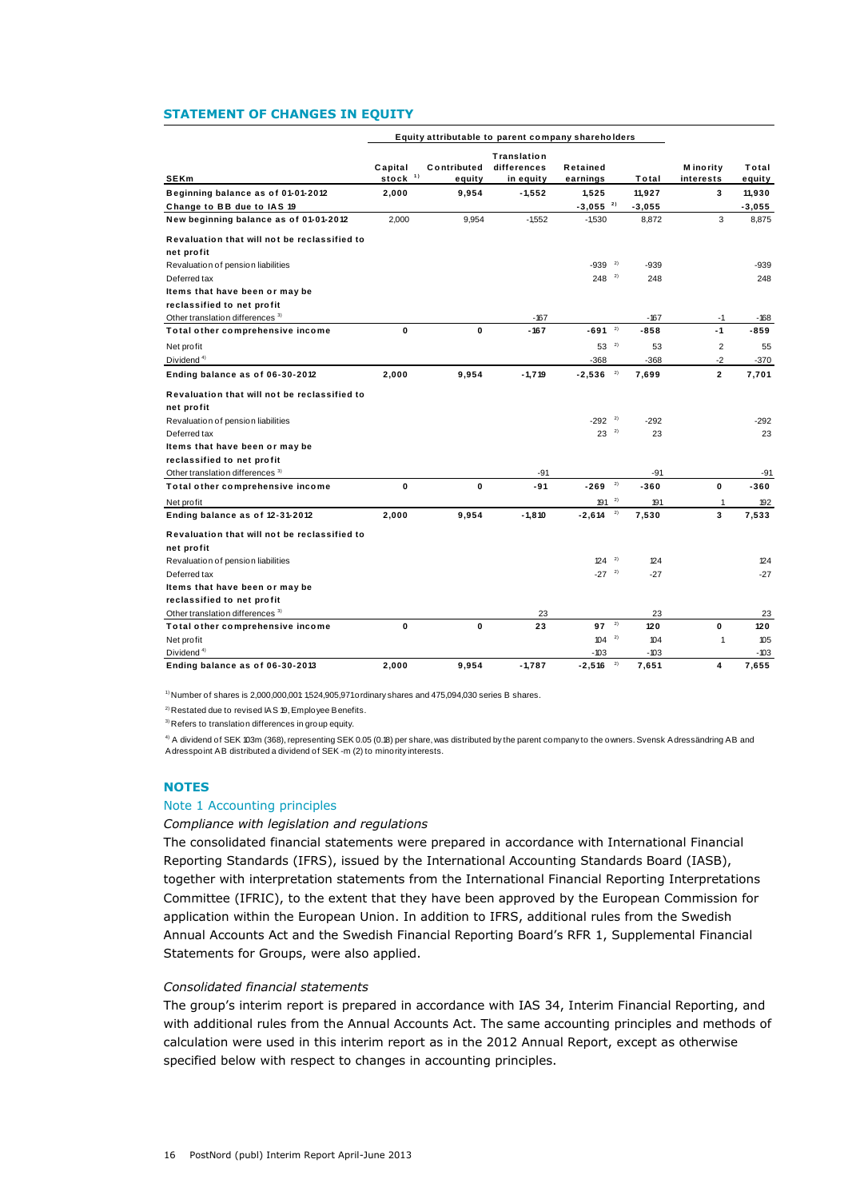## STATEMENT OF CHANGES IN EQUITY

| SEKm | Capital stock [1] | Contributed equity | Translation differences in equity | Retained earnings | Total | Minority interests | Total equity |
|---|---|---|---|---|---|---|---|
| | Equity attributable to parent company shareholders | | | | | | |
| **Beginning balance as of 01-01-2012** | **2,000** | **9,954** | **-1,552** | **1,525** | **11,927** | **3** | **11,930** |
| **Change to BB due to IAS 19** | | | | **-3,055** [2] | **-3,055** | | **-3,055** |
| **New beginning balance as of 01-01-2012** | 2,000 | 9,954 | -1,552 | -1,530 | 8,872 | 3 | 8,875 |
| **Revaluation that will not be reclassified to net profit** | | | | | | | |
| Revaluation of pension liabilities | | | | -939 [2] | -939 | | -939 |
| Deferred tax | | | | 248 [2] | 248 | | 248 |
| **Items that have been or may be reclassified to net profit** | | | | | | | |
| Other translation differences [3] | | | -167 | | -167 | -1 | -168 |
| **Total other comprehensive income** | **0** | **0** | **-167** | **-691** [2] | **-858** | **-1** | **-859** |
| Net profit | | | | 53 [2] | 53 | 2 | 55 |
| Dividend [4] | | | | -368 | -368 | -2 | -370 |
| **Ending balance as of 06-30-2012** | **2,000** | **9,954** | **-1,719** | **-2,536** [2] | **7,699** | **2** | **7,701** |
| **Revaluation that will not be reclassified to net profit** | | | | | | | |
| Revaluation of pension liabilities | | | | -292 [2] | -292 | | -292 |
| Deferred tax | | | | 23 [2] | 23 | | 23 |
| **Items that have been or may be reclassified to net profit** | | | | | | | |
| Other translation differences [3] | | | -91 | | -91 | | -91 |
| **Total other comprehensive income** | **0** | **0** | **-91** | **-269** [2] | **-360** | **0** | **-360** |
| Net profit | | | | 191 [2] | 191 | 1 | 192 |
| **Ending balance as of 12-31-2012** | **2,000** | **9,954** | **-1,810** | **-2,614** [2] | **7,530** | **3** | **7,533** |
| **Revaluation that will not be reclassified to net profit** | | | | | | | |
| Revaluation of pension liabilities | | | | 124 [2] | 124 | | 124 |
| Deferred tax | | | | -27 [2] | -27 | | -27 |
| **Items that have been or may be reclassified to net profit** | | | | | | | |
| Other translation differences [3] | | | 23 | | 23 | | 23 |
| **Total other comprehensive income** | **0** | **0** | **23** | **97** [2] | **120** | **0** | **120** |
| Net profit | | | | 104 [2] | 104 | 1 | 105 |
| Dividend [4] | | | | -103 | -103 | | -103 |
| **Ending balance as of 06-30-2013** | **2,000** | **9,954** | **-1,787** | **-2,516** [2] | **7,651** | **4** | **7,655** |

[1] Number of shares is 2,000,000,001: 1,524,905,971 ordinary shares and 475,094,030 series B shares.

[2] Restated due to revised IAS 19, Employee Benefits.

[3] Refers to translation differences in group equity.

[4] A dividend of SEK 103m (368), representing SEK 0.05 (0.18) per share, was distributed by the parent company to the owners. Svensk Adressändring AB and Adresspoint AB distributed a dividend of SEK -m (2) to minority interests.

## NOTES

### Note 1 Accounting principles

*Compliance with legislation and regulations*

The consolidated financial statements were prepared in accordance with International Financial Reporting Standards (IFRS), issued by the International Accounting Standards Board (IASB), together with interpretation statements from the International Financial Reporting Interpretations Committee (IFRIC), to the extent that they have been approved by the European Commission for application within the European Union. In addition to IFRS, additional rules from the Swedish Annual Accounts Act and the Swedish Financial Reporting Board's RFR 1, Supplemental Financial Statements for Groups, were also applied.

*Consolidated financial statements*

The group's interim report is prepared in accordance with IAS 34, Interim Financial Reporting, and with additional rules from the Annual Accounts Act. The same accounting principles and methods of calculation were used in this interim report as in the 2012 Annual Report, except as otherwise specified below with respect to changes in accounting principles.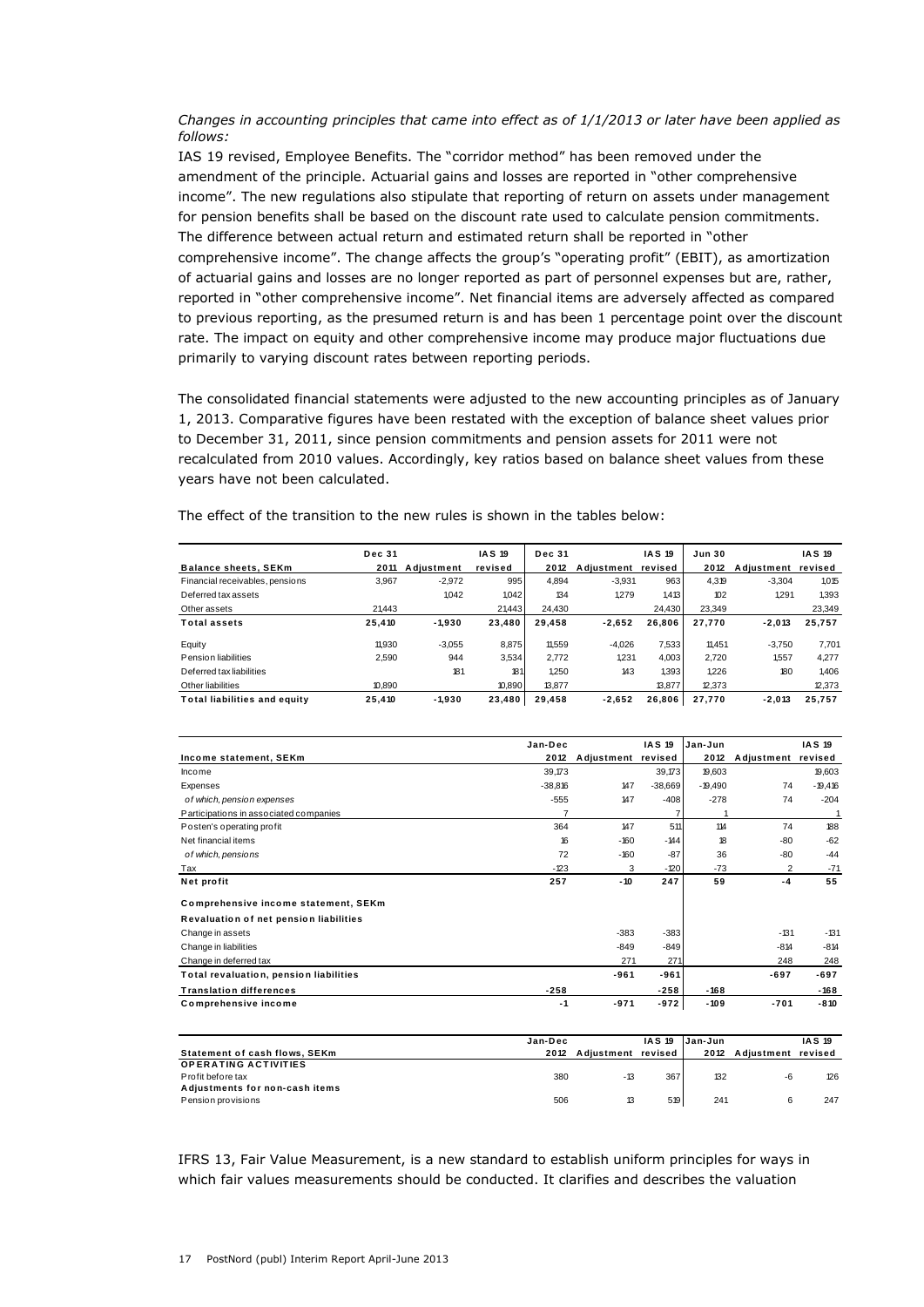*Changes in accounting principles that came into effect as of 1/1/2013 or later have been applied as follows:*

IAS 19 revised, Employee Benefits. The "corridor method" has been removed under the amendment of the principle. Actuarial gains and losses are reported in "other comprehensive income". The new regulations also stipulate that reporting of return on assets under management for pension benefits shall be based on the discount rate used to calculate pension commitments. The difference between actual return and estimated return shall be reported in "other comprehensive income". The change affects the group's "operating profit" (EBIT), as amortization of actuarial gains and losses are no longer reported as part of personnel expenses but are, rather, reported in "other comprehensive income". Net financial items are adversely affected as compared to previous reporting, as the presumed return is and has been 1 percentage point over the discount rate. The impact on equity and other comprehensive income may produce major fluctuations due primarily to varying discount rates between reporting periods.

The consolidated financial statements were adjusted to the new accounting principles as of January 1, 2013. Comparative figures have been restated with the exception of balance sheet values prior to December 31, 2011, since pension commitments and pension assets for 2011 were not recalculated from 2010 values. Accordingly, key ratios based on balance sheet values from these years have not been calculated.

The effect of the transition to the new rules is shown in the tables below:

| | Dec 31 | | IAS 19 | Dec 31 | | IAS 19 | Jun 30 | | IAS 19 |
|---|---|---|---|---|---|---|---|---|---|
| **Balance sheets, SEKm** | **2011** | **Adjustment** | **revised** | **2012** | **Adjustment** | **revised** | **2012** | **Adjustment** | **revised** |
| Financial receivables, pensions | 3,967 | -2,972 | 995 | 4,894 | -3,931 | 963 | 4,319 | -3,304 | 1,015 |
| Deferred tax assets | | 1,042 | 1,042 | 134 | 1,279 | 1,413 | 102 | 1,291 | 1,393 |
| Other assets | 21,443 | | 21,443 | 24,430 | | 24,430 | 23,349 | | 23,349 |
| **Total assets** | **25,410** | **-1,930** | **23,480** | **29,458** | **-2,652** | **26,806** | **27,770** | **-2,013** | **25,757** |
| Equity | 11,930 | -3,055 | 8,875 | 11,559 | -4,026 | 7,533 | 11,451 | -3,750 | 7,701 |
| Pension liabilities | 2,590 | 944 | 3,534 | 2,772 | 1,231 | 4,003 | 2,720 | 1,557 | 4,277 |
| Deferred tax liabilities | | 181 | 181 | 1,250 | 143 | 1,393 | 1,226 | 180 | 1,406 |
| Other liabilities | 10,890 | | 10,890 | 13,877 | | 13,877 | 12,373 | | 12,373 |
| **Total liabilities and equity** | **25,410** | **-1,930** | **23,480** | **29,458** | **-2,652** | **26,806** | **27,770** | **-2,013** | **25,757** |

| | Jan-Dec | | IAS 19 | Jan-Jun | | IAS 19 |
|---|---|---|---|---|---|---|
| **Income statement, SEKm** | **2012** | **Adjustment** | **revised** | **2012** | **Adjustment** | **revised** |
| Income | 39,173 | | 39,173 | 19,603 | | 19,603 |
| Expenses | -38,816 | 147 | -38,669 | -19,490 | 74 | -19,416 |
| *of which, pension expenses* | -555 | 147 | -408 | -278 | 74 | -204 |
| Participations in associated companies | 7 | | 7 | 1 | | 1 |
| Posten's operating profit | 364 | 147 | 511 | 114 | 74 | 188 |
| Net financial items | 16 | -160 | -144 | 18 | -80 | -62 |
| *of which, pensions* | 72 | -160 | -87 | 36 | -80 | -44 |
| Tax | -123 | 3 | -120 | -73 | 2 | -71 |
| **Net profit** | **257** | **-10** | **247** | **59** | **-4** | **55** |
| **Comprehensive income statement, SEKm** | | | | | | |
| **Revaluation of net pension liabilities** | | | | | | |
| Change in assets | | -383 | -383 | | -131 | -131 |
| Change in liabilities | | -849 | -849 | | -814 | -814 |
| Change in deferred tax | | 271 | 271 | | 248 | 248 |
| **Total revaluation, pension liabilities** | | **-961** | **-961** | | **-697** | **-697** |
| **Translation differences** | **-258** | | **-258** | **-168** | | **-168** |
| **Comprehensive income** | **-1** | **-971** | **-972** | **-109** | **-701** | **-810** |

| | Jan-Dec | | IAS 19 | Jan-Jun | | IAS 19 |
|---|---|---|---|---|---|---|
| **Statement of cash flows, SEKm** | **2012** | **Adjustment** | **revised** | **2012** | **Adjustment** | **revised** |
| **OPERATING ACTIVITIES** | | | | | | |
| Profit before tax | 380 | -13 | 367 | 132 | -6 | 126 |
| **Adjustments for non-cash items** | | | | | | |
| Pension provisions | 506 | 13 | 519 | 241 | 6 | 247 |

IFRS 13, Fair Value Measurement, is a new standard to establish uniform principles for ways in which fair values measurements should be conducted. It clarifies and describes the valuation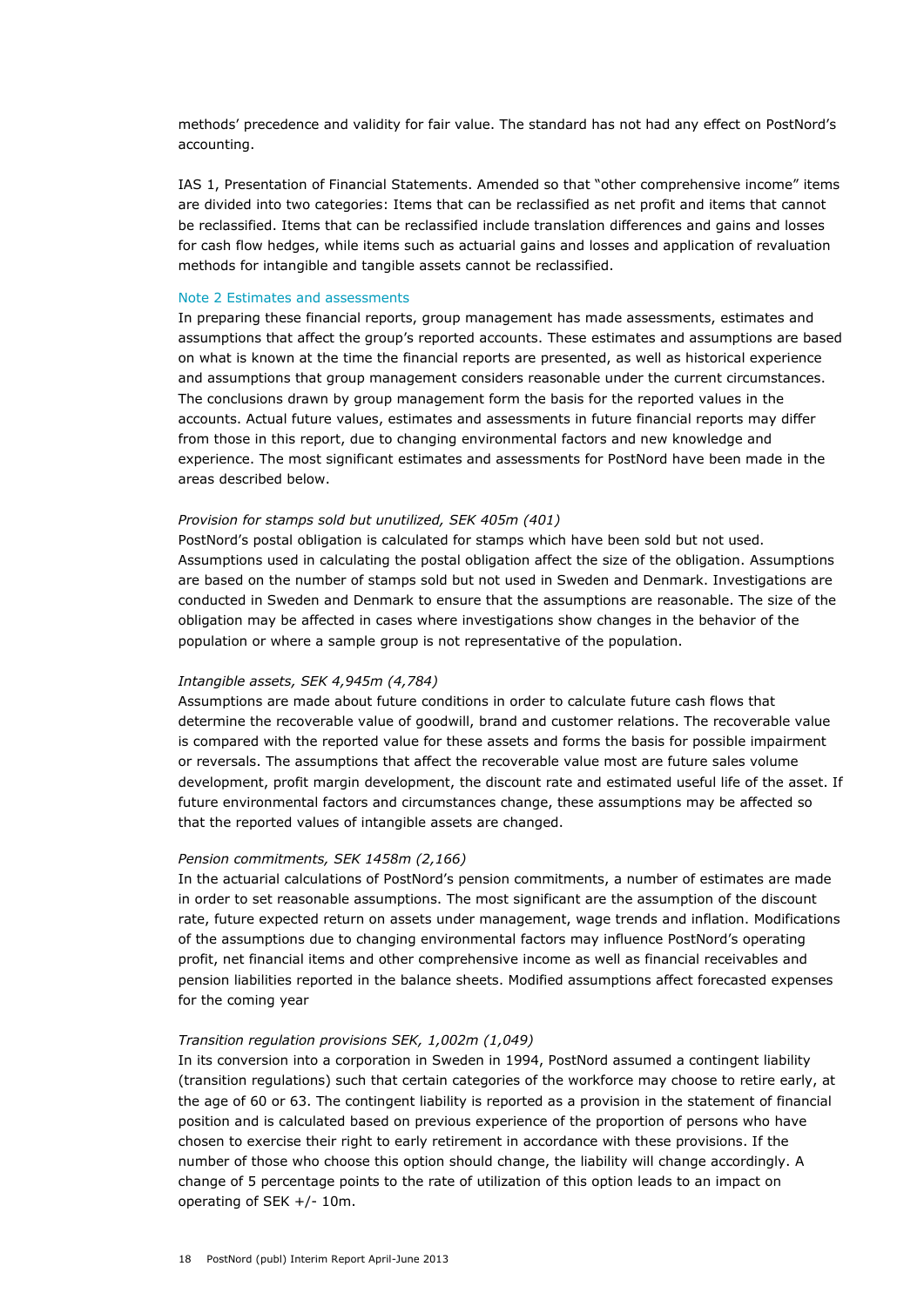methods' precedence and validity for fair value. The standard has not had any effect on PostNord's accounting.

IAS 1, Presentation of Financial Statements. Amended so that "other comprehensive income" items are divided into two categories: Items that can be reclassified as net profit and items that cannot be reclassified. Items that can be reclassified include translation differences and gains and losses for cash flow hedges, while items such as actuarial gains and losses and application of revaluation methods for intangible and tangible assets cannot be reclassified.

## Note 2 Estimates and assessments

In preparing these financial reports, group management has made assessments, estimates and assumptions that affect the group's reported accounts. These estimates and assumptions are based on what is known at the time the financial reports are presented, as well as historical experience and assumptions that group management considers reasonable under the current circumstances. The conclusions drawn by group management form the basis for the reported values in the accounts. Actual future values, estimates and assessments in future financial reports may differ from those in this report, due to changing environmental factors and new knowledge and experience. The most significant estimates and assessments for PostNord have been made in the areas described below.

*Provision for stamps sold but unutilized, SEK 405m (401)*

PostNord's postal obligation is calculated for stamps which have been sold but not used. Assumptions used in calculating the postal obligation affect the size of the obligation. Assumptions are based on the number of stamps sold but not used in Sweden and Denmark. Investigations are conducted in Sweden and Denmark to ensure that the assumptions are reasonable. The size of the obligation may be affected in cases where investigations show changes in the behavior of the population or where a sample group is not representative of the population.

*Intangible assets, SEK 4,945m (4,784)*

Assumptions are made about future conditions in order to calculate future cash flows that determine the recoverable value of goodwill, brand and customer relations. The recoverable value is compared with the reported value for these assets and forms the basis for possible impairment or reversals. The assumptions that affect the recoverable value most are future sales volume development, profit margin development, the discount rate and estimated useful life of the asset. If future environmental factors and circumstances change, these assumptions may be affected so that the reported values of intangible assets are changed.

*Pension commitments, SEK 1458m (2,166)*

In the actuarial calculations of PostNord's pension commitments, a number of estimates are made in order to set reasonable assumptions. The most significant are the assumption of the discount rate, future expected return on assets under management, wage trends and inflation. Modifications of the assumptions due to changing environmental factors may influence PostNord's operating profit, net financial items and other comprehensive income as well as financial receivables and pension liabilities reported in the balance sheets. Modified assumptions affect forecasted expenses for the coming year

*Transition regulation provisions SEK, 1,002m (1,049)*

In its conversion into a corporation in Sweden in 1994, PostNord assumed a contingent liability (transition regulations) such that certain categories of the workforce may choose to retire early, at the age of 60 or 63. The contingent liability is reported as a provision in the statement of financial position and is calculated based on previous experience of the proportion of persons who have chosen to exercise their right to early retirement in accordance with these provisions. If the number of those who choose this option should change, the liability will change accordingly. A change of 5 percentage points to the rate of utilization of this option leads to an impact on operating of SEK +/- 10m.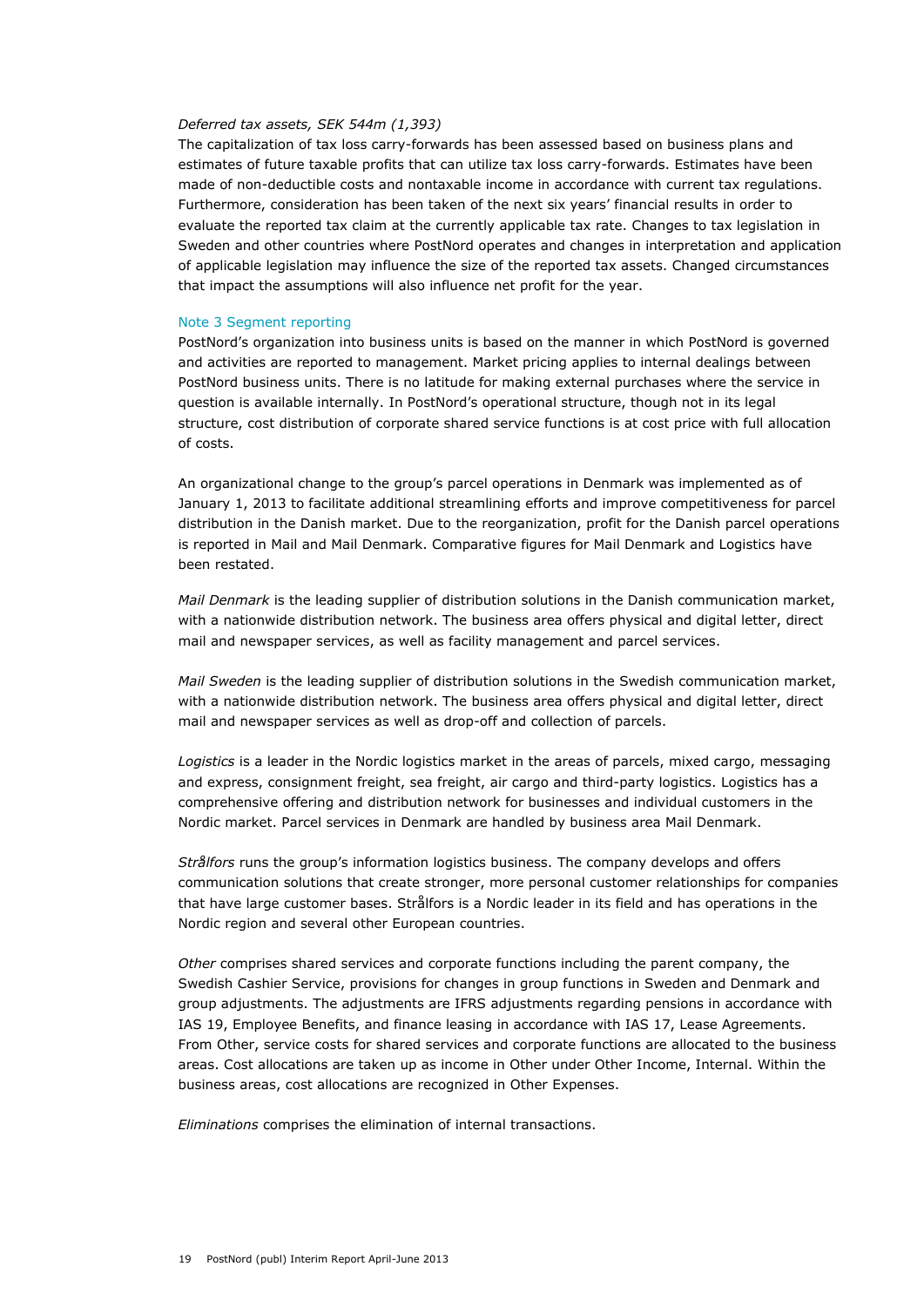*Deferred tax assets, SEK 544m (1,393)*

The capitalization of tax loss carry-forwards has been assessed based on business plans and estimates of future taxable profits that can utilize tax loss carry-forwards. Estimates have been made of non-deductible costs and nontaxable income in accordance with current tax regulations. Furthermore, consideration has been taken of the next six years' financial results in order to evaluate the reported tax claim at the currently applicable tax rate. Changes to tax legislation in Sweden and other countries where PostNord operates and changes in interpretation and application of applicable legislation may influence the size of the reported tax assets. Changed circumstances that impact the assumptions will also influence net profit for the year.

## Note 3 Segment reporting

PostNord's organization into business units is based on the manner in which PostNord is governed and activities are reported to management. Market pricing applies to internal dealings between PostNord business units. There is no latitude for making external purchases where the service in question is available internally. In PostNord's operational structure, though not in its legal structure, cost distribution of corporate shared service functions is at cost price with full allocation of costs.

An organizational change to the group's parcel operations in Denmark was implemented as of January 1, 2013 to facilitate additional streamlining efforts and improve competitiveness for parcel distribution in the Danish market. Due to the reorganization, profit for the Danish parcel operations is reported in Mail and Mail Denmark. Comparative figures for Mail Denmark and Logistics have been restated.

*Mail Denmark* is the leading supplier of distribution solutions in the Danish communication market, with a nationwide distribution network. The business area offers physical and digital letter, direct mail and newspaper services, as well as facility management and parcel services.

*Mail Sweden* is the leading supplier of distribution solutions in the Swedish communication market, with a nationwide distribution network. The business area offers physical and digital letter, direct mail and newspaper services as well as drop-off and collection of parcels.

*Logistics* is a leader in the Nordic logistics market in the areas of parcels, mixed cargo, messaging and express, consignment freight, sea freight, air cargo and third-party logistics. Logistics has a comprehensive offering and distribution network for businesses and individual customers in the Nordic market. Parcel services in Denmark are handled by business area Mail Denmark.

*Strålfors* runs the group's information logistics business. The company develops and offers communication solutions that create stronger, more personal customer relationships for companies that have large customer bases. Strålfors is a Nordic leader in its field and has operations in the Nordic region and several other European countries.

*Other* comprises shared services and corporate functions including the parent company, the Swedish Cashier Service, provisions for changes in group functions in Sweden and Denmark and group adjustments. The adjustments are IFRS adjustments regarding pensions in accordance with IAS 19, Employee Benefits, and finance leasing in accordance with IAS 17, Lease Agreements. From Other, service costs for shared services and corporate functions are allocated to the business areas. Cost allocations are taken up as income in Other under Other Income, Internal. Within the business areas, cost allocations are recognized in Other Expenses.

*Eliminations* comprises the elimination of internal transactions.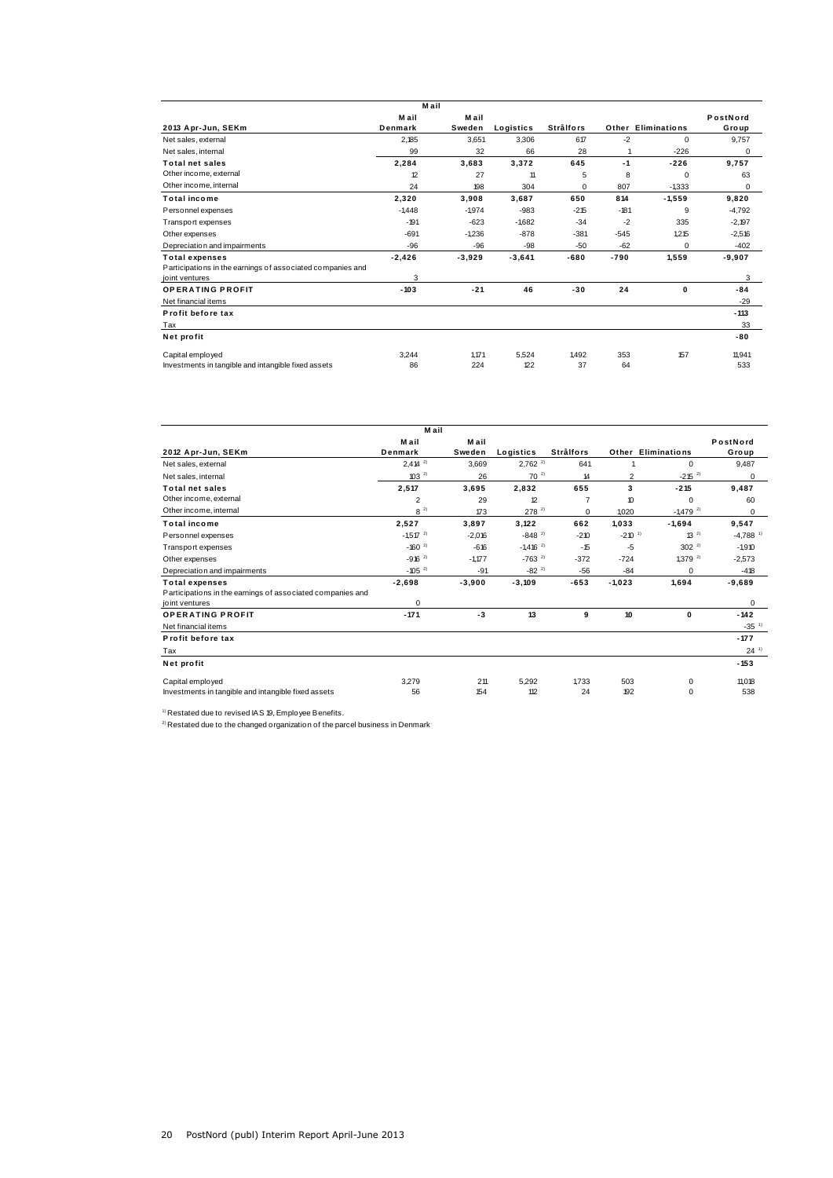| 2013 Apr-Jun, SEKm | Mail Mail Denmark | Mail Sweden | Logistics | Strålfors | Other | Eliminations | PostNord Group |
|---|---|---|---|---|---|---|---|
| Net sales, external | 2,185 | 3,651 | 3,306 | 617 | -2 | 0 | 9,757 |
| Net sales, internal | 99 | 32 | 66 | 28 | 1 | -226 | 0 |
| **Total net sales** | **2,284** | **3,683** | **3,372** | **645** | **-1** | **-226** | **9,757** |
| Other income, external | 12 | 27 | 11 | 5 | 8 | 0 | 63 |
| Other income, internal | 24 | 198 | 304 | 0 | 807 | -1,333 | 0 |
| **Total income** | **2,320** | **3,908** | **3,687** | **650** | **814** | **-1,559** | **9,820** |
| Personnel expenses | -1,448 | -1,974 | -983 | -215 | -181 | 9 | -4,792 |
| Transport expenses | -191 | -623 | -1,682 | -34 | -2 | 335 | -2,197 |
| Other expenses | -691 | -1,236 | -878 | -381 | -545 | 1,215 | -2,516 |
| Depreciation and impairments | -96 | -96 | -98 | -50 | -62 | 0 | -402 |
| **Total expenses** | **-2,426** | **-3,929** | **-3,641** | **-680** | **-790** | **1,559** | **-9,907** |
| Participations in the earnings of associated companies and joint ventures | 3 | | | | | | 3 |
| **OPERATING PROFIT** | **-103** | **-21** | **46** | **-30** | **24** | **0** | **-84** |
| Net financial items | | | | | | | -29 |
| **Profit before tax** | | | | | | | **-113** |
| Tax | | | | | | | 33 |
| **Net profit** | | | | | | | **-80** |
| Capital employed | 3,244 | 1,171 | 5,524 | 1,492 | 353 | 157 | 11,941 |
| Investments in tangible and intangible fixed assets | 86 | 224 | 122 | 37 | 64 | | 533 |

| 2012 Apr-Jun, SEKm | Mail Mail Denmark | Mail Sweden | Logistics | Strålfors | Other | Eliminations | PostNord Group |
|---|---|---|---|---|---|---|---|
| Net sales, external | 2,414 [2] | 3,669 | 2,762 [2] | 641 | 1 | 0 | 9,487 |
| Net sales, internal | 103 [2] | 26 | 70 [2] | 14 | 2 | -215 [2] | 0 |
| **Total net sales** | **2,517** | **3,695** | **2,832** | **655** | **3** | **-215** | **9,487** |
| Other income, external | 2 | 29 | 12 | 7 | 10 | 0 | 60 |
| Other income, internal | 8 [2] | 173 | 278 [2] | 0 | 1,020 | -1,479 [2] | 0 |
| **Total income** | **2,527** | **3,897** | **3,122** | **662** | **1,033** | **-1,694** | **9,547** |
| Personnel expenses | -1,517 [2] | -2,016 | -848 [2] | -210 | -210 [1] | 13 [2] | -4,788 [1] |
| Transport expenses | -160 [2] | -616 | -1,416 [2] | -15 | -5 | 302 [2] | -1,910 |
| Other expenses | -916 [2] | -1,177 | -763 [2] | -372 | -724 | 1,379 [2] | -2,573 |
| Depreciation and impairments | -105 [2] | -91 | -82 [2] | -56 | -84 | 0 | -418 |
| **Total expenses** | **-2,698** | **-3,900** | **-3,109** | **-653** | **-1,023** | **1,694** | **-9,689** |
| Participations in the earnings of associated companies and joint ventures | 0 | | | | | | 0 |
| **OPERATING PROFIT** | **-171** | **-3** | **13** | **9** | **10** | **0** | **-142** |
| Net financial items | | | | | | | -35 [1] |
| **Profit before tax** | | | | | | | **-177** |
| Tax | | | | | | | 24 [1] |
| **Net profit** | | | | | | | **-153** |
| Capital employed | 3,279 | 211 | 5,292 | 1,733 | 503 | 0 | 11,018 |
| Investments in tangible and intangible fixed assets | 56 | 154 | 112 | 24 | 192 | 0 | 538 |

[1] Restated due to revised IAS 19, Employee Benefits.

[2] Restated due to the changed organization of the parcel business in Denmark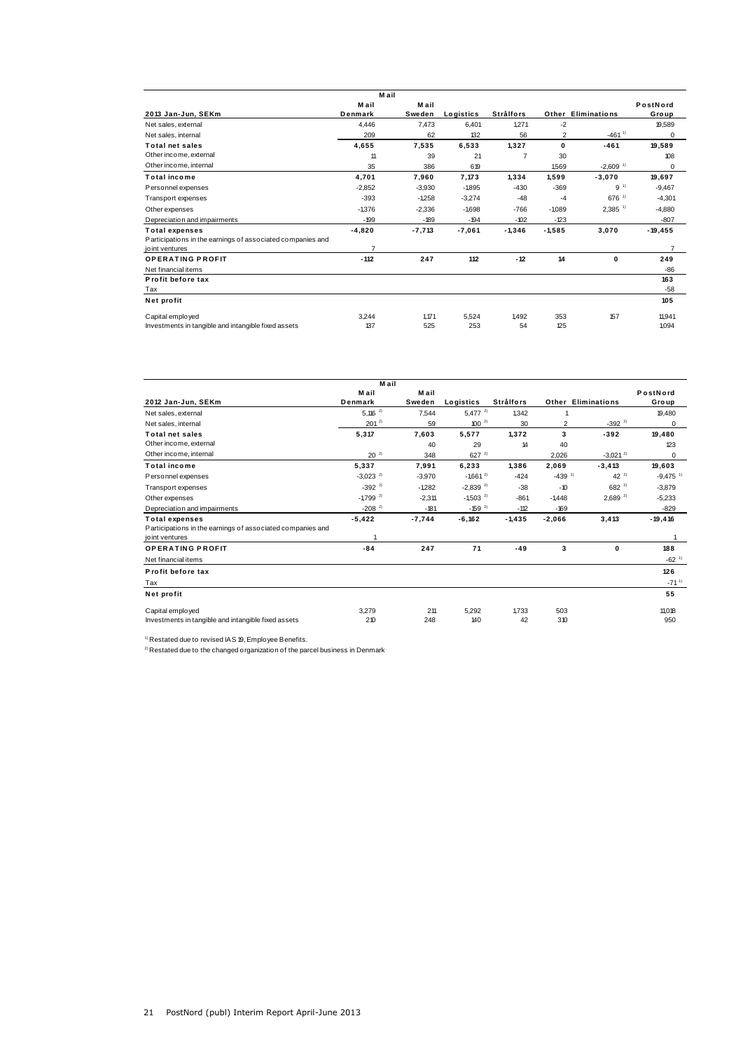| 2013 Jan-Jun, SEKm | Mail Denmark | Mail Sweden | Logistics | Strålfors | Other | Eliminations | PostNord Group |
|---|---|---|---|---|---|---|---|
| Net sales, external | 4,446 | 7,473 | 6,401 | 1,271 | -2 | | 19,589 |
| Net sales, internal | 209 | 62 | 132 | 56 | 2 | -461 [1] | 0 |
| **Total net sales** | **4,655** | **7,535** | **6,533** | **1,327** | **0** | **-461** | **19,589** |
| Other income, external | 11 | 39 | 21 | 7 | 30 | | 108 |
| Other income, internal | 35 | 386 | 619 | | 1,569 | -2,609 [1] | 0 |
| **Total income** | **4,701** | **7,960** | **7,173** | **1,334** | **1,599** | **-3,070** | **19,697** |
| Personnel expenses | -2,852 | -3,930 | -1,895 | -430 | -369 | 9 [1] | -9,467 |
| Transport expenses | -393 | -1,258 | -3,274 | -48 | -4 | 676 [1] | -4,301 |
| Other expenses | -1,376 | -2,336 | -1,698 | -766 | -1,089 | 2,385 [1] | -4,880 |
| Depreciation and impairments | -199 | -189 | -194 | -102 | -123 | | -807 |
| **Total expenses** | **-4,820** | **-7,713** | **-7,061** | **-1,346** | **-1,585** | **3,070** | **-19,455** |
| Participations in the earnings of associated companies and joint ventures | 7 | | | | | | 7 |
| **OPERATING PROFIT** | **-112** | **247** | **112** | **-12** | **14** | **0** | **249** |
| Net financial items | | | | | | | -86 |
| **Profit before tax** | | | | | | | **163** |
| Tax | | | | | | | -58 |
| **Net profit** | | | | | | | **105** |
| Capital employed | 3,244 | 1,171 | 5,524 | 1,492 | 353 | 157 | 11,941 |
| Investments in tangible and intangible fixed assets | 137 | 525 | 253 | 54 | 125 | | 1,094 |

| 2012 Jan-Jun, SEKm | Mail Denmark | Mail Sweden | Logistics | Strålfors | Other | Eliminations | PostNord Group |
|---|---|---|---|---|---|---|---|
| Net sales, external | 5,116 [2] | 7,544 | 5,477 [2] | 1,342 | 1 | | 19,480 |
| Net sales, internal | 201 [2] | 59 | 100 [2] | 30 | 2 | -392 [2] | 0 |
| **Total net sales** | **5,317** | **7,603** | **5,577** | **1,372** | **3** | **-392** | **19,480** |
| Other income, external | | 40 | 29 | 14 | 40 | | 123 |
| Other income, internal | 20 [2] | 348 | 627 [2] | | 2,026 | -3,021 [2] | 0 |
| **Total income** | **5,337** | **7,991** | **6,233** | **1,386** | **2,069** | **-3,413** | **19,603** |
| Personnel expenses | -3,023 [2] | -3,970 | -1,661 [2] | -424 | -439 [1] | 42 [2] | -9,475 [1] |
| Transport expenses | -392 [2] | -1,282 | -2,839 [2] | -38 | -10 | 682 [2] | -3,879 |
| Other expenses | -1,799 [2] | -2,311 | -1,503 [2] | -861 | -1,448 | 2,689 [2] | -5,233 |
| Depreciation and impairments | -208 [2] | -181 | -159 [2] | -112 | -169 | | -829 |
| **Total expenses** | **-5,422** | **-7,744** | **-6,162** | **-1,435** | **-2,066** | **3,413** | **-19,416** |
| Participations in the earnings of associated companies and joint ventures | 1 | | | | | | 1 |
| **OPERATING PROFIT** | **-84** | **247** | **71** | **-49** | **3** | **0** | **188** |
| Net financial items | | | | | | | -62 [1] |
| **Profit before tax** | | | | | | | **126** |
| Tax | | | | | | | -71 [1] |
| **Net profit** | | | | | | | **55** |
| Capital employed | 3,279 | 211 | 5,292 | 1,733 | 503 | | 11,018 |
| Investments in tangible and intangible fixed assets | 210 | 248 | 140 | 42 | 310 | | 950 |

[1] Restated due to revised IAS 19, Employee Benefits.

[2] Restated due to the changed organization of the parcel business in Denmark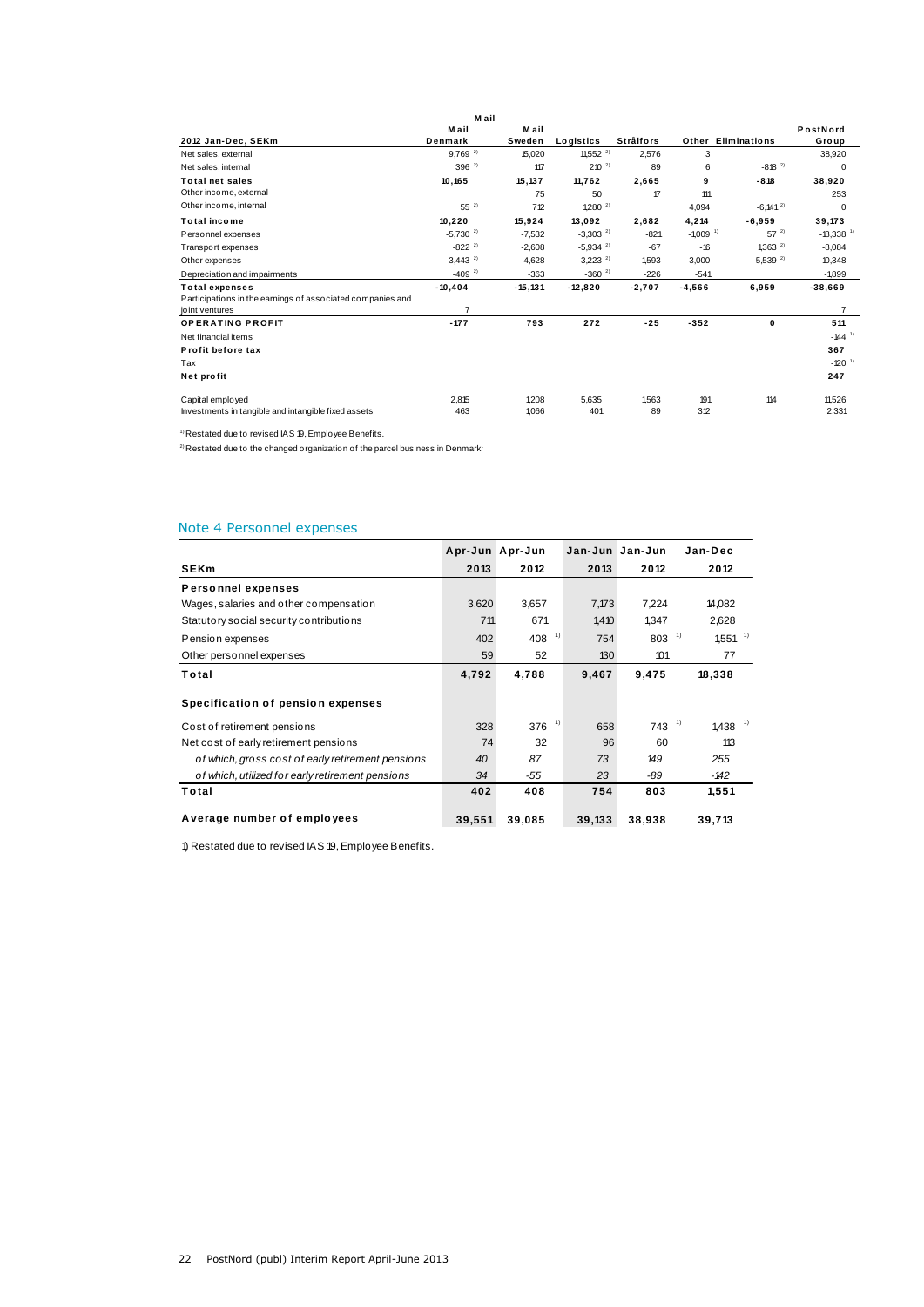| 2012 Jan-Dec, SEKm | Mail Denmark | Mail Sweden | Logistics | Strålfors | Other | Eliminations | PostNord Group |
|---|---|---|---|---|---|---|---|
| Net sales, external | 9,769 [2] | 15,020 | 11,552 [2] | 2,576 | 3 | | 38,920 |
| Net sales, internal | 396 [2] | 117 | 210 [2] | 89 | 6 | -818 [2] | 0 |
| **Total net sales** | **10,165** | **15,137** | **11,762** | **2,665** | **9** | **-818** | **38,920** |
| Other income, external | | 75 | 50 | 17 | 111 | | 253 |
| Other income, internal | 55 [2] | 712 | 1,280 [2] | | 4,094 | -6,141 [2] | 0 |
| **Total income** | **10,220** | **15,924** | **13,092** | **2,682** | **4,214** | **-6,959** | **39,173** |
| Personnel expenses | -5,730 [2] | -7,532 | -3,303 [2] | -821 | -1,009 [1] | 57 [2] | -18,338 [1] |
| Transport expenses | -822 [2] | -2,608 | -5,934 [2] | -67 | -16 | 1,363 [2] | -8,084 |
| Other expenses | -3,443 [2] | -4,628 | -3,223 [2] | -1,593 | -3,000 | 5,539 [2] | -10,348 |
| Depreciation and impairments | -409 [2] | -363 | -360 [2] | -226 | -541 | | -1,899 |
| **Total expenses** | **-10,404** | **-15,131** | **-12,820** | **-2,707** | **-4,566** | **6,959** | **-38,669** |
| Participations in the earnings of associated companies and joint ventures | 7 | | | | | | 7 |
| **OPERATING PROFIT** | **-177** | **793** | **272** | **-25** | **-352** | **0** | **511** |
| Net financial items | | | | | | | -144 [1] |
| **Profit before tax** | | | | | | | **367** |
| Tax | | | | | | | -120 [1] |
| **Net profit** | | | | | | | **247** |
| Capital employed | 2,815 | 1,208 | 5,635 | 1,563 | 191 | 114 | 11,526 |
| Investments in tangible and intangible fixed assets | 463 | 1,066 | 401 | 89 | 312 | | 2,331 |

[1] Restated due to revised IAS 19, Employee Benefits.

[2] Restated due to the changed organization of the parcel business in Denmark

## Note 4 Personnel expenses

| SEKm | Apr-Jun 2013 | Apr-Jun 2012 | Jan-Jun 2013 | Jan-Jun 2012 | Jan-Dec 2012 |
|---|---|---|---|---|---|
| **Personnel expenses** | | | | | |
| Wages, salaries and other compensation | 3,620 | 3,657 | 7,173 | 7,224 | 14,082 |
| Statutory social security contributions | 711 | 671 | 1,410 | 1,347 | 2,628 |
| Pension expenses | 402 | 408 [1] | 754 | 803 [1] | 1,551 [1] |
| Other personnel expenses | 59 | 52 | 130 | 101 | 77 |
| **Total** | **4,792** | **4,788** | **9,467** | **9,475** | **18,338** |
| **Specification of pension expenses** | | | | | |
| Cost of retirement pensions | 328 | 376 [1] | 658 | 743 [1] | 1,438 [1] |
| Net cost of early retirement pensions | 74 | 32 | 96 | 60 | 113 |
| *of which, gross cost of early retirement pensions* | *40* | *87* | *73* | *149* | *255* |
| *of which, utilized for early retirement pensions* | *34* | *-55* | *23* | *-89* | *-142* |
| **Total** | **402** | **408** | **754** | **803** | **1,551** |
| **Average number of employees** | **39,551** | **39,085** | **39,133** | **38,938** | **39,713** |

1) Restated due to revised IAS 19, Employee Benefits.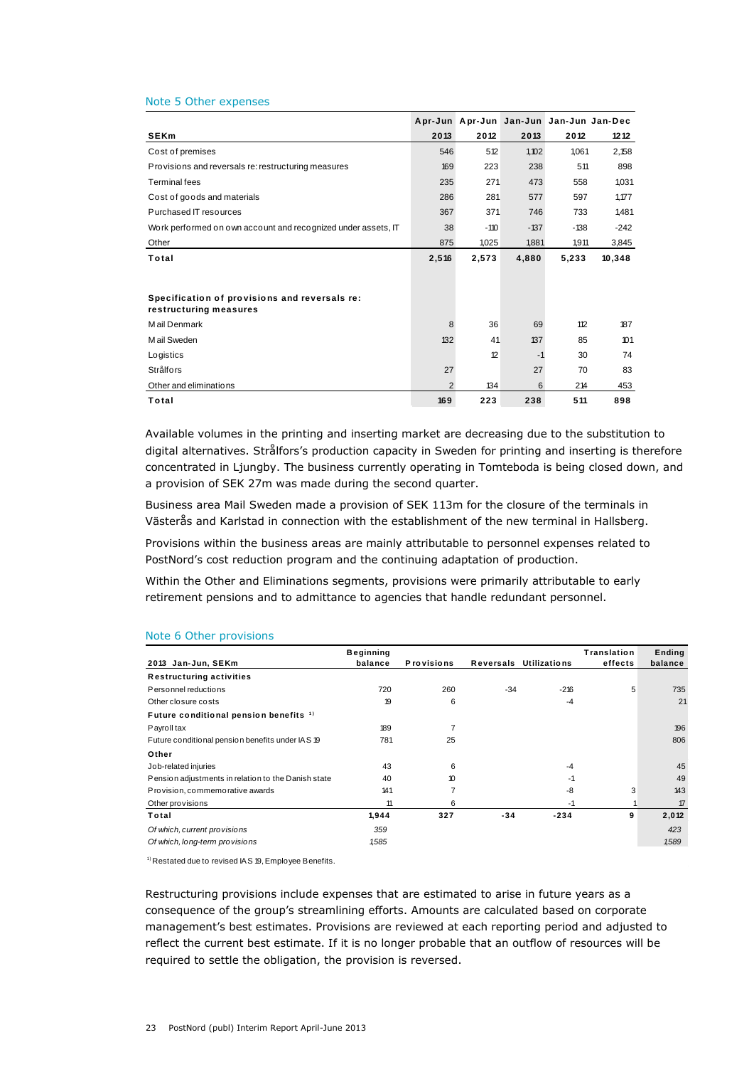## Note 5 Other expenses

| SEKm | Apr-Jun 2013 | Apr-Jun 2012 | Jan-Jun 2013 | Jan-Jun 2012 | Jan-Dec 2012 |
|---|---|---|---|---|---|
| Cost of premises | 546 | 512 | 1,102 | 1,061 | 2,158 |
| Provisions and reversals re: restructuring measures | 169 | 223 | 238 | 511 | 898 |
| Terminal fees | 235 | 271 | 473 | 558 | 1,031 |
| Cost of goods and materials | 286 | 281 | 577 | 597 | 1,177 |
| Purchased IT resources | 367 | 371 | 746 | 733 | 1,481 |
| Work performed on own account and recognized under assets, IT | 38 | -110 | -137 | -138 | -242 |
| Other | 875 | 1,025 | 1,881 | 1,911 | 3,845 |
| **Total** | **2,516** | **2,573** | **4,880** | **5,233** | **10,348** |
| | | | | | |
| **Specification of provisions and reversals re: restructuring measures** | | | | | |
| Mail Denmark | 8 | 36 | 69 | 112 | 187 |
| Mail Sweden | 132 | 41 | 137 | 85 | 101 |
| Logistics | | 12 | -1 | 30 | 74 |
| Strålfors | 27 | | 27 | 70 | 83 |
| Other and eliminations | 2 | 134 | 6 | 214 | 453 |
| **Total** | **169** | **223** | **238** | **511** | **898** |

Available volumes in the printing and inserting market are decreasing due to the substitution to digital alternatives. Strålfors's production capacity in Sweden for printing and inserting is therefore concentrated in Ljungby. The business currently operating in Tomteboda is being closed down, and a provision of SEK 27m was made during the second quarter.

Business area Mail Sweden made a provision of SEK 113m for the closure of the terminals in Västerås and Karlstad in connection with the establishment of the new terminal in Hallsberg.

Provisions within the business areas are mainly attributable to personnel expenses related to PostNord's cost reduction program and the continuing adaptation of production.

Within the Other and Eliminations segments, provisions were primarily attributable to early retirement pensions and to admittance to agencies that handle redundant personnel.

## Note 6 Other provisions

| 2013 Jan-Jun, SEKm | Beginning balance | Provisions | Reversals | Utilizations | Translation effects | Ending balance |
|---|---|---|---|---|---|---|
| **Restructuring activities** | | | | | | |
| Personnel reductions | 720 | 260 | -34 | -216 | 5 | 735 |
| Other closure costs | 19 | 6 | | -4 | | 21 |
| **Future conditional pension benefits** [1] | | | | | | |
| Payroll tax | 189 | 7 | | | | 196 |
| Future conditional pension benefits under IAS 19 | 781 | 25 | | | | 806 |
| **Other** | | | | | | |
| Job-related injuries | 43 | 6 | | -4 | | 45 |
| Pension adjustments in relation to the Danish state | 40 | 10 | | -1 | | 49 |
| Provision, commemorative awards | 141 | 7 | | -8 | 3 | 143 |
| Other provisions | 11 | 6 | | -1 | 1 | 17 |
| **Total** | **1,944** | **327** | **-34** | **-234** | **9** | **2,012** |
| *Of which, current provisions* | *359* | | | | | *423* |
| *Of which, long-term provisions* | *1,585* | | | | | *1,589* |

[1] Restated due to revised IAS 19, Employee Benefits.

Restructuring provisions include expenses that are estimated to arise in future years as a consequence of the group's streamlining efforts. Amounts are calculated based on corporate management's best estimates. Provisions are reviewed at each reporting period and adjusted to reflect the current best estimate. If it is no longer probable that an outflow of resources will be required to settle the obligation, the provision is reversed.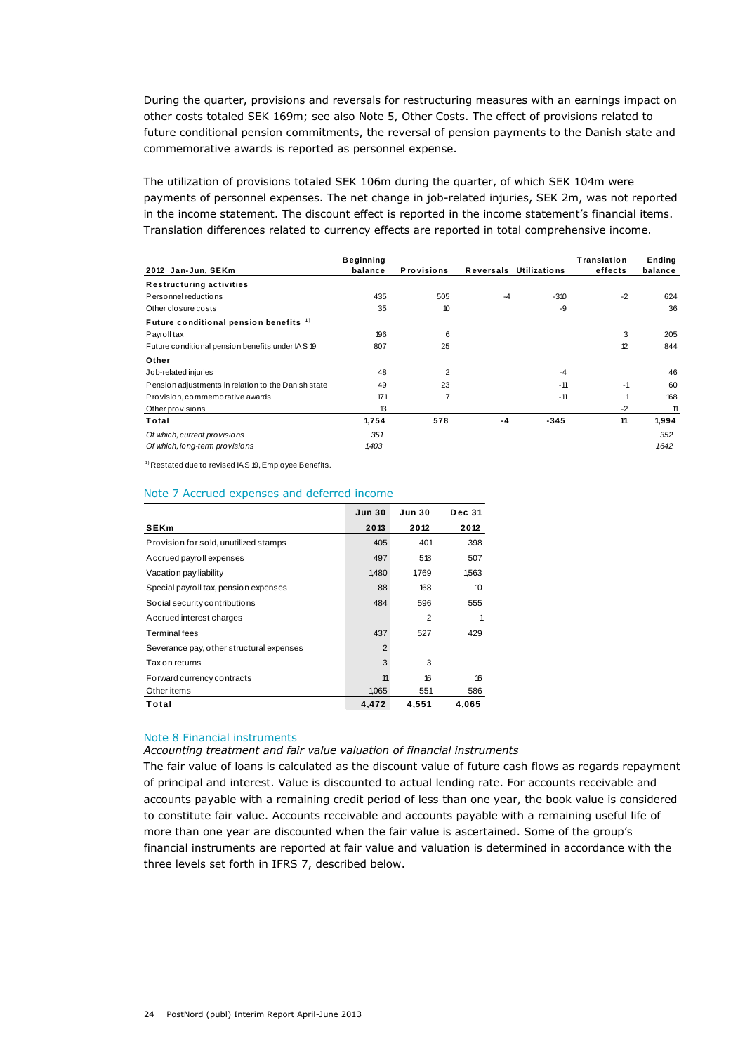During the quarter, provisions and reversals for restructuring measures with an earnings impact on other costs totaled SEK 169m; see also Note 5, Other Costs. The effect of provisions related to future conditional pension commitments, the reversal of pension payments to the Danish state and commemorative awards is reported as personnel expense.

The utilization of provisions totaled SEK 106m during the quarter, of which SEK 104m were payments of personnel expenses. The net change in job-related injuries, SEK 2m, was not reported in the income statement. The discount effect is reported in the income statement's financial items. Translation differences related to currency effects are reported in total comprehensive income.

| 2012 Jan-Jun, SEKm | Beginning balance | Provisions | Reversals | Utilizations | Translation effects | Ending balance |
|---|---|---|---|---|---|---|
| **Restructuring activities** | | | | | | |
| Personnel reductions | 435 | 505 | -4 | -310 | -2 | 624 |
| Other closure costs | 35 | 10 | | -9 | | 36 |
| **Future conditional pension benefits [1)]** | | | | | | |
| Payroll tax | 196 | 6 | | | 3 | 205 |
| Future conditional pension benefits under IAS 19 | 807 | 25 | | | 12 | 844 |
| **Other** | | | | | | |
| Job-related injuries | 48 | 2 | | -4 | | 46 |
| Pension adjustments in relation to the Danish state | 49 | 23 | | -11 | -1 | 60 |
| Provision, commemorative awards | 171 | 7 | | -11 | 1 | 168 |
| Other provisions | 13 | | | | -2 | 11 |
| **Total** | **1,754** | **578** | **-4** | **-345** | **11** | **1,994** |
| *Of which, current provisions* | *351* | | | | | *352* |
| *Of which, long-term provisions* | *1,403* | | | | | *1,642* |

[1)] Restated due to revised IAS 19, Employee Benefits.

## Note 7 Accrued expenses and deferred income

| SEKm | Jun 30 2013 | Jun 30 2012 | Dec 31 2012 |
|---|---|---|---|
| Provision for sold, unutilized stamps | 405 | 401 | 398 |
| Accrued payroll expenses | 497 | 518 | 507 |
| Vacation pay liability | 1,480 | 1,769 | 1,563 |
| Special payroll tax, pension expenses | 88 | 168 | 10 |
| Social security contributions | 484 | 596 | 555 |
| Accrued interest charges | | 2 | 1 |
| Terminal fees | 437 | 527 | 429 |
| Severance pay, other structural expenses | 2 | | |
| Tax on returns | 3 | 3 | |
| Forward currency contracts | 11 | 16 | 16 |
| Other items | 1,065 | 551 | 586 |
| **Total** | **4,472** | **4,551** | **4,065** |

## Note 8 Financial instruments

*Accounting treatment and fair value valuation of financial instruments*

The fair value of loans is calculated as the discount value of future cash flows as regards repayment of principal and interest. Value is discounted to actual lending rate. For accounts receivable and accounts payable with a remaining credit period of less than one year, the book value is considered to constitute fair value. Accounts receivable and accounts payable with a remaining useful life of more than one year are discounted when the fair value is ascertained. Some of the group's financial instruments are reported at fair value and valuation is determined in accordance with the three levels set forth in IFRS 7, described below.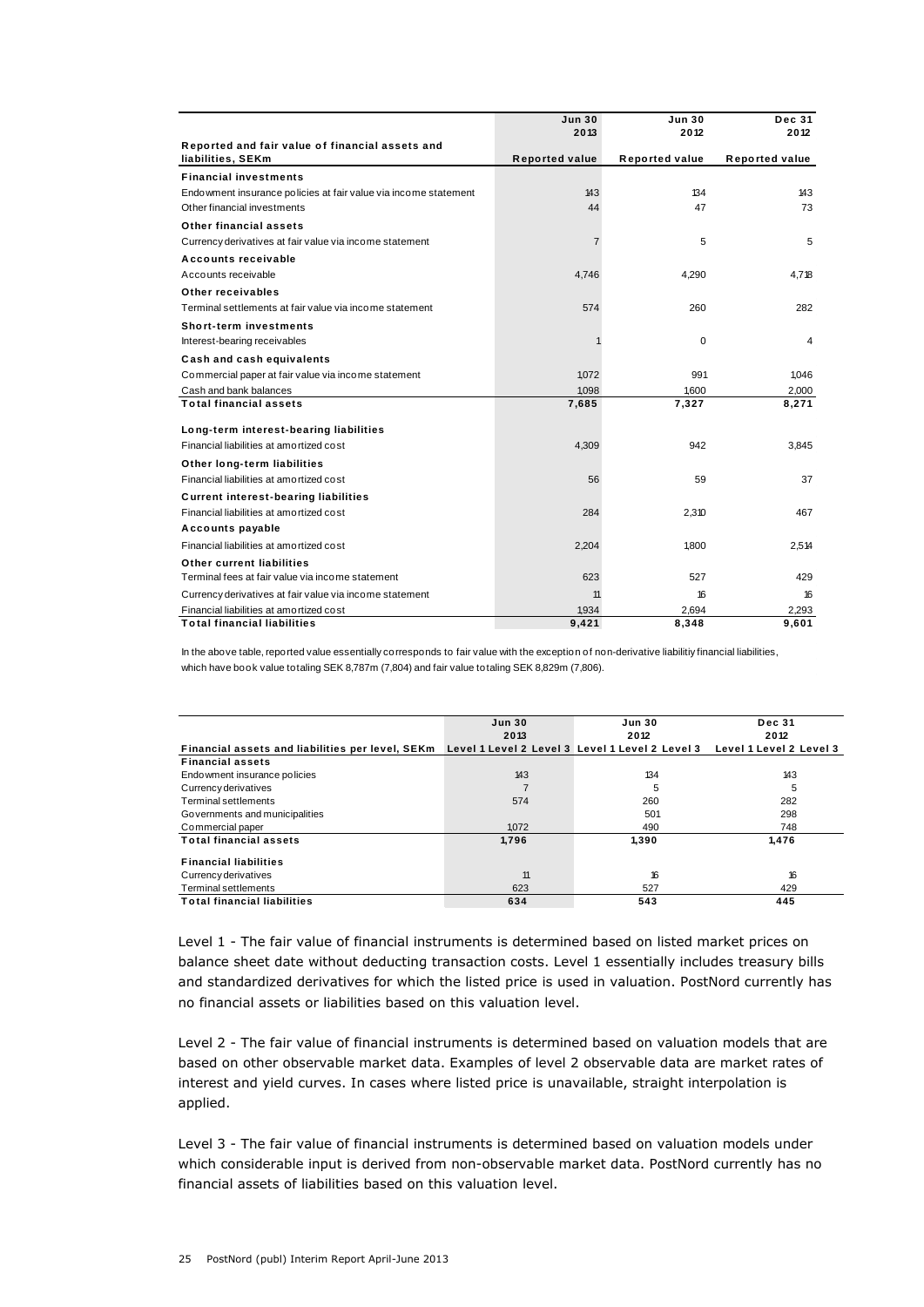| Reported and fair value of financial assets and liabilities, SEKm | Jun 30 2013 Reported value | Jun 30 2012 Reported value | Dec 31 2012 Reported value |
|---|---|---|---|
| **Financial investments** | | | |
| Endowment insurance policies at fair value via income statement | 143 | 134 | 143 |
| Other financial investments | 44 | 47 | 73 |
| **Other financial assets** | | | |
| Currency derivatives at fair value via income statement | 7 | 5 | 5 |
| **Accounts receivable** | | | |
| Accounts receivable | 4,746 | 4,290 | 4,718 |
| **Other receivables** | | | |
| Terminal settlements at fair value via income statement | 574 | 260 | 282 |
| **Short-term investments** | | | |
| Interest-bearing receivables | 1 | 0 | 4 |
| **Cash and cash equivalents** | | | |
| Commercial paper at fair value via income statement | 1,072 | 991 | 1,046 |
| Cash and bank balances | 1,098 | 1,600 | 2,000 |
| **Total financial assets** | **7,685** | **7,327** | **8,271** |
| **Long-term interest-bearing liabilities** | | | |
| Financial liabilities at amortized cost | 4,309 | 942 | 3,845 |
| **Other long-term liabilities** | | | |
| Financial liabilities at amortized cost | 56 | 59 | 37 |
| **Current interest-bearing liabilities** | | | |
| Financial liabilities at amortized cost | 284 | 2,310 | 467 |
| **Accounts payable** | | | |
| Financial liabilities at amortized cost | 2,204 | 1,800 | 2,514 |
| **Other current liabilities** | | | |
| Terminal fees at fair value via income statement | 623 | 527 | 429 |
| Currency derivatives at fair value via income statement | 11 | 16 | 16 |
| Financial liabilities at amortized cost | 1,934 | 2,694 | 2,293 |
| **Total financial liabilities** | **9,421** | **8,348** | **9,601** |

In the above table, reported value essentially corresponds to fair value with the exception of non-derivative liabilitiy financial liabilities, which have book value totaling SEK 8,787m (7,804) and fair value totaling SEK 8,829m (7,806).

| Financial assets and liabilities per level, SEKm | Jun 30 2013 Level 1 | Jun 30 2013 Level 2 | Jun 30 2013 Level 3 | Jun 30 2012 Level 1 | Jun 30 2012 Level 2 | Jun 30 2012 Level 3 | Dec 31 2012 Level 1 | Dec 31 2012 Level 2 | Dec 31 2012 Level 3 |
|---|---|---|---|---|---|---|---|---|---|
| **Financial assets** | | | | | | | | | |
| Endowment insurance policies | | 143 | | | 134 | | | 143 | |
| Currency derivatives | | 7 | | | 5 | | | 5 | |
| Terminal settlements | | 574 | | | 260 | | | 282 | |
| Governments and municipalities | | | | | 501 | | | 298 | |
| Commercial paper | | 1,072 | | | 490 | | | 748 | |
| **Total financial assets** | | **1,796** | | | **1,390** | | | **1,476** | |
| **Financial liabilities** | | | | | | | | | |
| Currency derivatives | | 11 | | | 16 | | | 16 | |
| Terminal settlements | | 623 | | | 527 | | | 429 | |
| **Total financial liabilities** | | **634** | | | **543** | | | **445** | |

Level 1 - The fair value of financial instruments is determined based on listed market prices on balance sheet date without deducting transaction costs. Level 1 essentially includes treasury bills and standardized derivatives for which the listed price is used in valuation. PostNord currently has no financial assets or liabilities based on this valuation level.

Level 2 - The fair value of financial instruments is determined based on valuation models that are based on other observable market data. Examples of level 2 observable data are market rates of interest and yield curves. In cases where listed price is unavailable, straight interpolation is applied.

Level 3 - The fair value of financial instruments is determined based on valuation models under which considerable input is derived from non-observable market data. PostNord currently has no financial assets of liabilities based on this valuation level.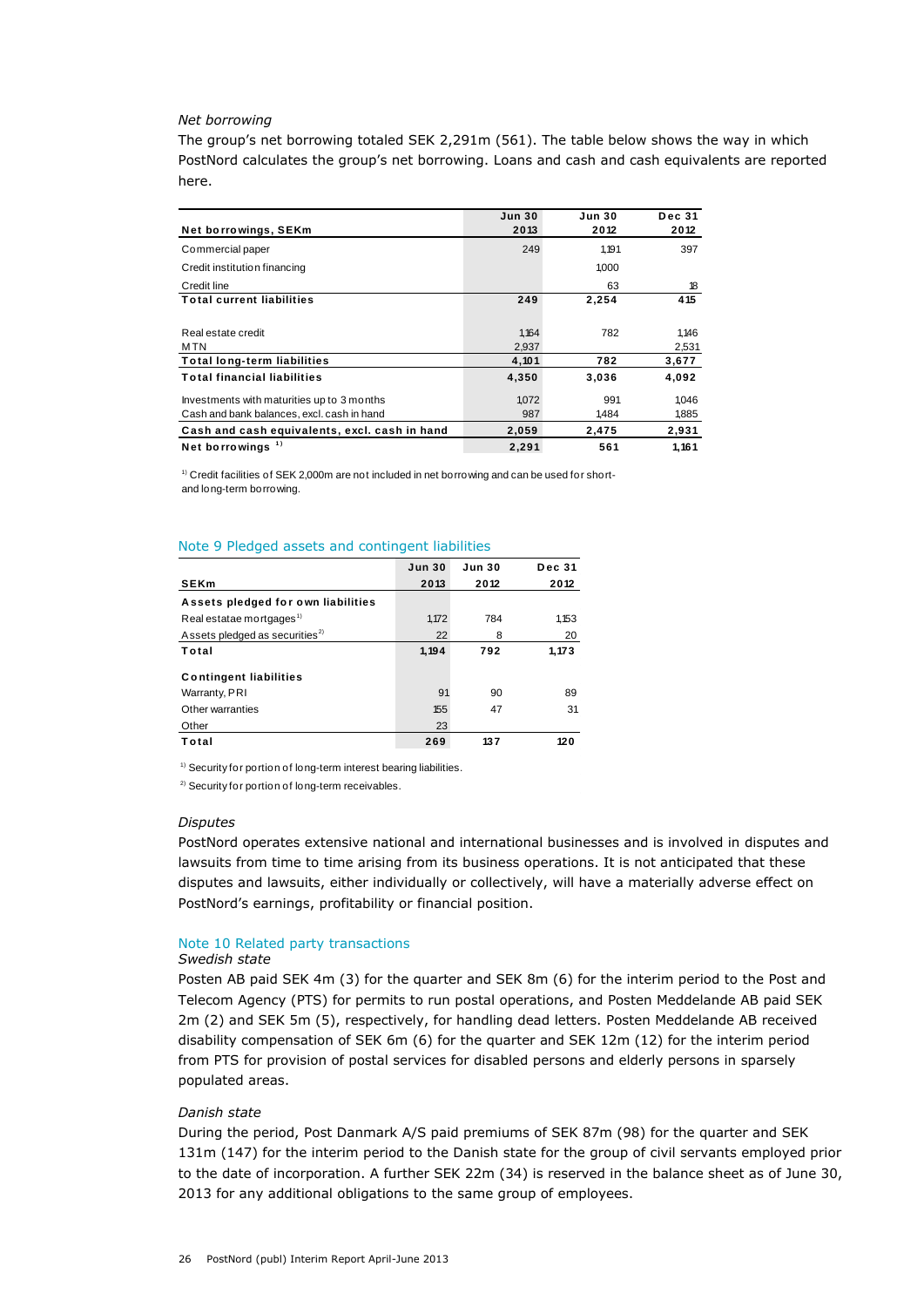*Net borrowing*

The group's net borrowing totaled SEK 2,291m (561). The table below shows the way in which PostNord calculates the group's net borrowing. Loans and cash and cash equivalents are reported here.

| Net borrowings, SEKm | Jun 30 2013 | Jun 30 2012 | Dec 31 2012 |
|---|---|---|---|
| Commercial paper | 249 | 1,191 | 397 |
| Credit institution financing | | 1,000 | |
| Credit line | | 63 | 18 |
| **Total current liabilities** | **249** | **2,254** | **415** |
| | | | |
| Real estate credit | 1,164 | 782 | 1,146 |
| MTN | 2,937 | | 2,531 |
| **Total long-term liabilities** | **4,101** | **782** | **3,677** |
| **Total financial liabilities** | **4,350** | **3,036** | **4,092** |
| Investments with maturities up to 3 months | 1,072 | 991 | 1,046 |
| Cash and bank balances, excl. cash in hand | 987 | 1,484 | 1,885 |
| **Cash and cash equivalents, excl. cash in hand** | **2,059** | **2,475** | **2,931** |
| **Net borrowings** [1] | **2,291** | **561** | **1,161** |

[1] Credit facilities of SEK 2,000m are not included in net borrowing and can be used for short- and long-term borrowing.

## Note 9 Pledged assets and contingent liabilities

| SEKm | Jun 30 2013 | Jun 30 2012 | Dec 31 2012 |
|---|---|---|---|
| **Assets pledged for own liabilities** | | | |
| Real estatae mortgages[1] | 1,172 | 784 | 1,153 |
| Assets pledged as securities[2] | 22 | 8 | 20 |
| **Total** | **1,194** | **792** | **1,173** |
| | | | |
| **Contingent liabilities** | | | |
| Warranty, PRI | 91 | 90 | 89 |
| Other warranties | 155 | 47 | 31 |
| Other | 23 | | |
| **Total** | **269** | **137** | **120** |

[1] Security for portion of long-term interest bearing liabilities.

[2] Security for portion of long-term receivables.

*Disputes*

PostNord operates extensive national and international businesses and is involved in disputes and lawsuits from time to time arising from its business operations. It is not anticipated that these disputes and lawsuits, either individually or collectively, will have a materially adverse effect on PostNord's earnings, profitability or financial position.

## Note 10 Related party transactions

*Swedish state*

Posten AB paid SEK 4m (3) for the quarter and SEK 8m (6) for the interim period to the Post and Telecom Agency (PTS) for permits to run postal operations, and Posten Meddelande AB paid SEK 2m (2) and SEK 5m (5), respectively, for handling dead letters. Posten Meddelande AB received disability compensation of SEK 6m (6) for the quarter and SEK 12m (12) for the interim period from PTS for provision of postal services for disabled persons and elderly persons in sparsely populated areas.

*Danish state*

During the period, Post Danmark A/S paid premiums of SEK 87m (98) for the quarter and SEK 131m (147) for the interim period to the Danish state for the group of civil servants employed prior to the date of incorporation. A further SEK 22m (34) is reserved in the balance sheet as of June 30, 2013 for any additional obligations to the same group of employees.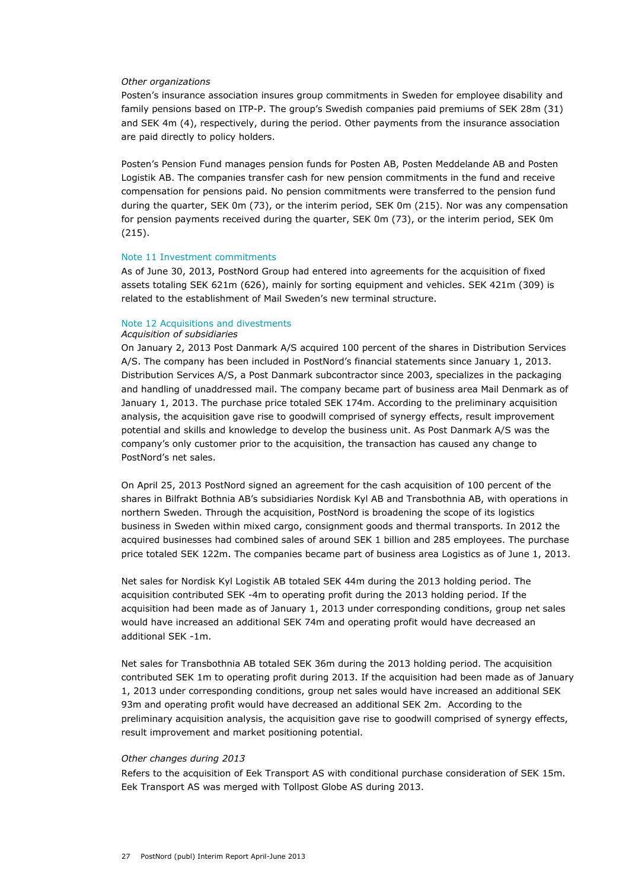*Other organizations*

Posten's insurance association insures group commitments in Sweden for employee disability and family pensions based on ITP-P. The group's Swedish companies paid premiums of SEK 28m (31) and SEK 4m (4), respectively, during the period. Other payments from the insurance association are paid directly to policy holders.

Posten's Pension Fund manages pension funds for Posten AB, Posten Meddelande AB and Posten Logistik AB. The companies transfer cash for new pension commitments in the fund and receive compensation for pensions paid. No pension commitments were transferred to the pension fund during the quarter, SEK 0m (73), or the interim period, SEK 0m (215). Nor was any compensation for pension payments received during the quarter, SEK 0m (73), or the interim period, SEK 0m (215).

## Note 11 Investment commitments

As of June 30, 2013, PostNord Group had entered into agreements for the acquisition of fixed assets totaling SEK 621m (626), mainly for sorting equipment and vehicles. SEK 421m (309) is related to the establishment of Mail Sweden's new terminal structure.

## Note 12 Acquisitions and divestments

*Acquisition of subsidiaries*

On January 2, 2013 Post Danmark A/S acquired 100 percent of the shares in Distribution Services A/S. The company has been included in PostNord's financial statements since January 1, 2013. Distribution Services A/S, a Post Danmark subcontractor since 2003, specializes in the packaging and handling of unaddressed mail. The company became part of business area Mail Denmark as of January 1, 2013. The purchase price totaled SEK 174m. According to the preliminary acquisition analysis, the acquisition gave rise to goodwill comprised of synergy effects, result improvement potential and skills and knowledge to develop the business unit. As Post Danmark A/S was the company's only customer prior to the acquisition, the transaction has caused any change to PostNord's net sales.

On April 25, 2013 PostNord signed an agreement for the cash acquisition of 100 percent of the shares in Bilfrakt Bothnia AB's subsidiaries Nordisk Kyl AB and Transbothnia AB, with operations in northern Sweden. Through the acquisition, PostNord is broadening the scope of its logistics business in Sweden within mixed cargo, consignment goods and thermal transports. In 2012 the acquired businesses had combined sales of around SEK 1 billion and 285 employees. The purchase price totaled SEK 122m. The companies became part of business area Logistics as of June 1, 2013.

Net sales for Nordisk Kyl Logistik AB totaled SEK 44m during the 2013 holding period. The acquisition contributed SEK -4m to operating profit during the 2013 holding period. If the acquisition had been made as of January 1, 2013 under corresponding conditions, group net sales would have increased an additional SEK 74m and operating profit would have decreased an additional SEK -1m.

Net sales for Transbothnia AB totaled SEK 36m during the 2013 holding period. The acquisition contributed SEK 1m to operating profit during 2013. If the acquisition had been made as of January 1, 2013 under corresponding conditions, group net sales would have increased an additional SEK 93m and operating profit would have decreased an additional SEK 2m. According to the preliminary acquisition analysis, the acquisition gave rise to goodwill comprised of synergy effects, result improvement and market positioning potential.

*Other changes during 2013*

Refers to the acquisition of Eek Transport AS with conditional purchase consideration of SEK 15m. Eek Transport AS was merged with Tollpost Globe AS during 2013.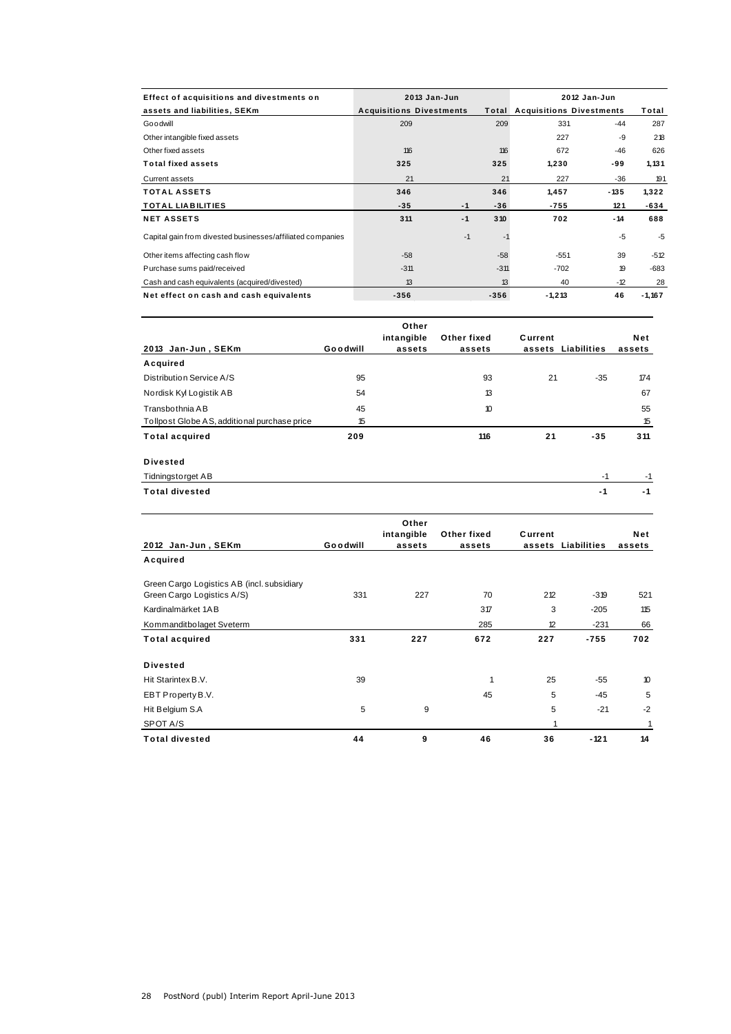| Effect of acquisitions and divestments on | 2013 Jan-Jun | | | 2012 Jan-Jun | | |
|---|---|---|---|---|---|---|
| assets and liabilities, SEKm | Acquisitions | Divestments | Total | Acquisitions | Divestments | Total |
| Goodwill | 209 | | 209 | 331 | -44 | 287 |
| Other intangible fixed assets | | | | 227 | -9 | 218 |
| Other fixed assets | 116 | | 116 | 672 | -46 | 626 |
| **Total fixed assets** | **325** | | **325** | **1,230** | **-99** | **1,131** |
| Current assets | 21 | | 21 | 227 | -36 | 191 |
| **TOTAL ASSETS** | **346** | | **346** | **1,457** | **-135** | **1,322** |
| **TOTAL LIABILITIES** | **-35** | **-1** | **-36** | **-755** | **121** | **-634** |
| **NET ASSETS** | **311** | **-1** | **310** | **702** | **-14** | **688** |
| Capital gain from divested businesses/affiliated companies | | -1 | -1 | | -5 | -5 |
| Other items affecting cash flow | -58 | | -58 | -551 | 39 | -512 |
| Purchase sums paid/received | -311 | | -311 | -702 | 19 | -683 |
| Cash and cash equivalents (acquired/divested) | 13 | | 13 | 40 | -12 | 28 |
| **Net effect on cash and cash equivalents** | **-356** | | **-356** | **-1,213** | **46** | **-1,167** |

| 2013 Jan-Jun, SEKm | Goodwill | Other intangible assets | Other fixed assets | Current assets | Liabilities | Net assets |
|---|---|---|---|---|---|---|
| **Acquired** | | | | | | |
| Distribution Service A/S | 95 | | 93 | 21 | -35 | 174 |
| Nordisk Kyl Logistik AB | 54 | | 13 | | | 67 |
| Transbothnia AB | 45 | | 10 | | | 55 |
| Tollpost Globe AS, additional purchase price | 15 | | | | | 15 |
| **Total acquired** | **209** | | **116** | **21** | **-35** | **311** |
| **Divested** | | | | | | |
| Tidningstorget AB | | | | | -1 | -1 |
| **Total divested** | | | | | **-1** | **-1** |

| 2012 Jan-Jun, SEKm | Goodwill | Other intangible assets | Other fixed assets | Current assets | Liabilities | Net assets |
|---|---|---|---|---|---|---|
| **Acquired** | | | | | | |
| Green Cargo Logistics AB (incl. subsidiary Green Cargo Logistics A/S) | 331 | 227 | 70 | 212 | -319 | 521 |
| Kardinalmärket 1AB | | | 317 | 3 | -205 | 115 |
| Kommanditbolaget Sveterm | | | 285 | 12 | -231 | 66 |
| **Total acquired** | **331** | **227** | **672** | **227** | **-755** | **702** |
| **Divested** | | | | | | |
| Hit Starintex B.V. | 39 | | 1 | 25 | -55 | 10 |
| EBT Property B.V. | | | 45 | 5 | -45 | 5 |
| Hit Belgium S.A | 5 | 9 | | 5 | -21 | -2 |
| SPOT A/S | | | | 1 | | 1 |
| **Total divested** | **44** | **9** | **46** | **36** | **-121** | **14** |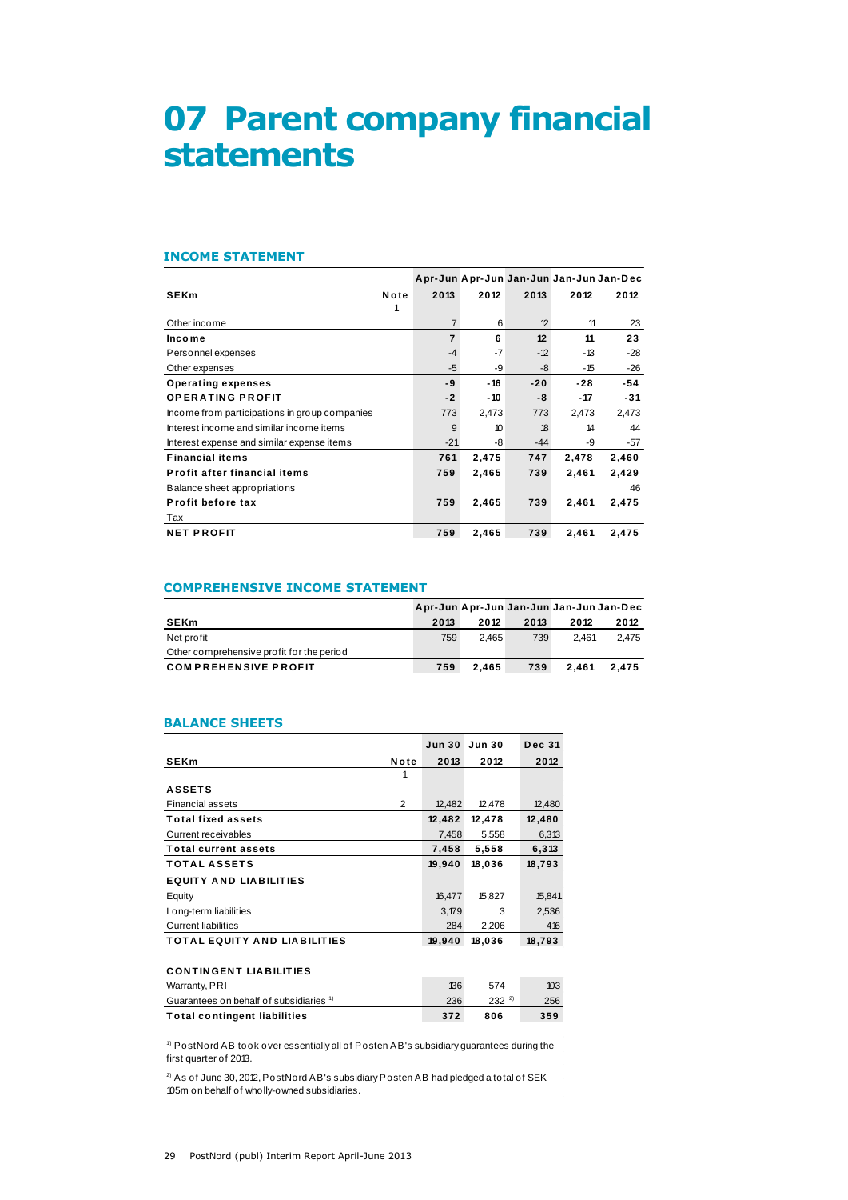# 07 Parent company financial statements

## INCOME STATEMENT

| SEKm | Note | Apr-Jun 2013 | Apr-Jun 2012 | Jan-Jun 2013 | Jan-Jun 2012 | Jan-Dec 2012 |
|---|---|---|---|---|---|---|
| | 1 | | | | | |
| Other income | | 7 | 6 | 12 | 11 | 23 |
| **Income** | | **7** | **6** | **12** | **11** | **23** |
| Personnel expenses | | -4 | -7 | -12 | -13 | -28 |
| Other expenses | | -5 | -9 | -8 | -15 | -26 |
| **Operating expenses** | | **-9** | **-16** | **-20** | **-28** | **-54** |
| **OPERATING PROFIT** | | **-2** | **-10** | **-8** | **-17** | **-31** |
| Income from participations in group companies | | 773 | 2,473 | 773 | 2,473 | 2,473 |
| Interest income and similar income items | | 9 | 10 | 18 | 14 | 44 |
| Interest expense and similar expense items | | -21 | -8 | -44 | -9 | -57 |
| **Financial items** | | **761** | **2,475** | **747** | **2,478** | **2,460** |
| **Profit after financial items** | | **759** | **2,465** | **739** | **2,461** | **2,429** |
| Balance sheet appropriations | | | | | | 46 |
| **Profit before tax** | | **759** | **2,465** | **739** | **2,461** | **2,475** |
| Tax | | | | | | |
| **NET PROFIT** | | **759** | **2,465** | **739** | **2,461** | **2,475** |

## COMPREHENSIVE INCOME STATEMENT

| SEKm | Apr-Jun 2013 | Apr-Jun 2012 | Jan-Jun 2013 | Jan-Jun 2012 | Jan-Dec 2012 |
|---|---|---|---|---|---|
| Net profit | 759 | 2,465 | 739 | 2,461 | 2,475 |
| Other comprehensive profit for the period | | | | | |
| **COMPREHENSIVE PROFIT** | **759** | **2,465** | **739** | **2,461** | **2,475** |

## BALANCE SHEETS

| SEKm | Note | Jun 30 2013 | Jun 30 2012 | Dec 31 2012 |
|---|---|---|---|---|
| | 1 | | | |
| **ASSETS** | | | | |
| Financial assets | 2 | 12,482 | 12,478 | 12,480 |
| **Total fixed assets** | | **12,482** | **12,478** | **12,480** |
| Current receivables | | 7,458 | 5,558 | 6,313 |
| **Total current assets** | | **7,458** | **5,558** | **6,313** |
| **TOTAL ASSETS** | | **19,940** | **18,036** | **18,793** |
| **EQUITY AND LIABILITIES** | | | | |
| Equity | | 16,477 | 15,827 | 15,841 |
| Long-term liabilities | | 3,179 | 3 | 2,536 |
| Current liabilities | | 284 | 2,206 | 416 |
| **TOTAL EQUITY AND LIABILITIES** | | **19,940** | **18,036** | **18,793** |
| | | | | |
| **CONTINGENT LIABILITIES** | | | | |
| Warranty, PRI | | 136 | 574 | 103 |
| Guarantees on behalf of subsidiaries [1] | | 236 | 232 [2] | 256 |
| **Total contingent liabilities** | | **372** | **806** | **359** |

[1] PostNord AB took over essentially all of Posten AB's subsidiary guarantees during the first quarter of 2013.

[2] As of June 30, 2012, PostNord AB's subsidiary Posten AB had pledged a total of SEK 105m on behalf of wholly-owned subsidiaries.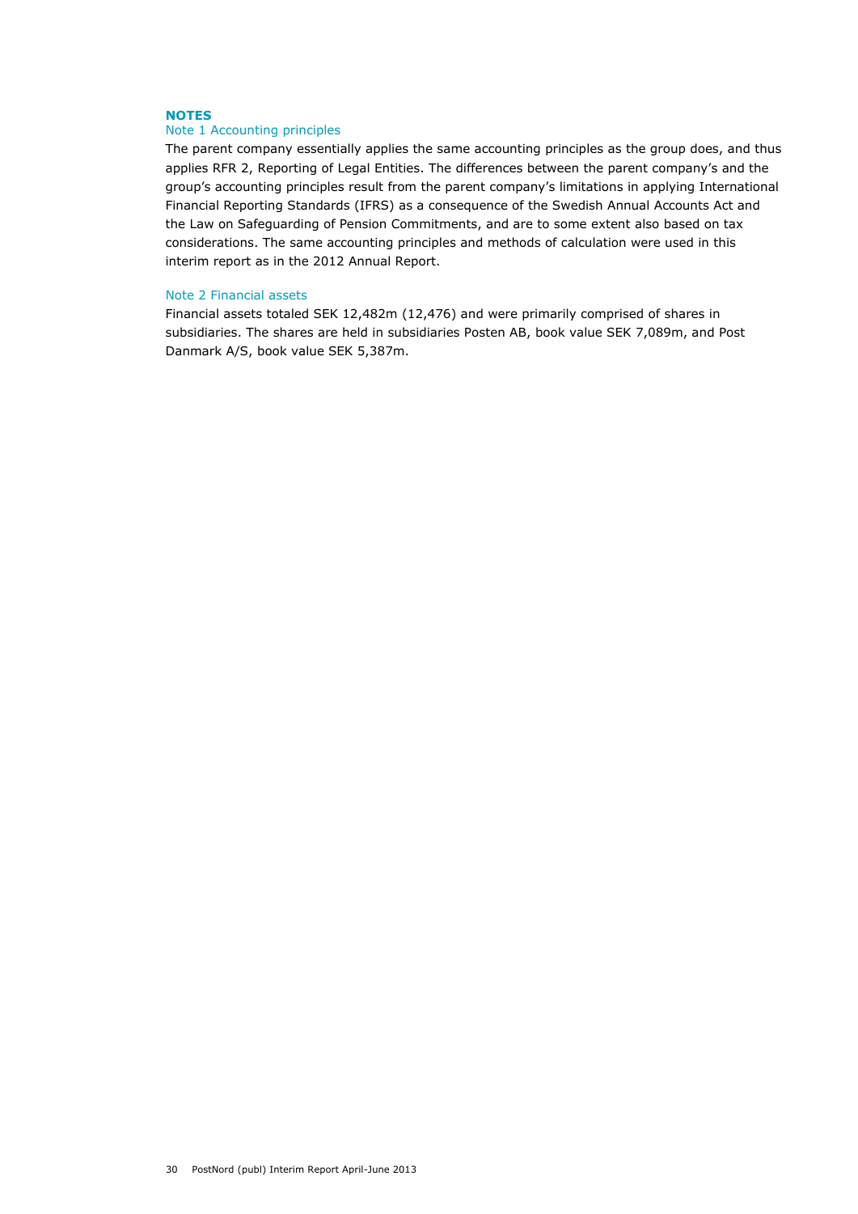## NOTES

### Note 1 Accounting principles

The parent company essentially applies the same accounting principles as the group does, and thus applies RFR 2, Reporting of Legal Entities. The differences between the parent company's and the group's accounting principles result from the parent company's limitations in applying International Financial Reporting Standards (IFRS) as a consequence of the Swedish Annual Accounts Act and the Law on Safeguarding of Pension Commitments, and are to some extent also based on tax considerations. The same accounting principles and methods of calculation were used in this interim report as in the 2012 Annual Report.

### Note 2 Financial assets

Financial assets totaled SEK 12,482m (12,476) and were primarily comprised of shares in subsidiaries. The shares are held in subsidiaries Posten AB, book value SEK 7,089m, and Post Danmark A/S, book value SEK 5,387m.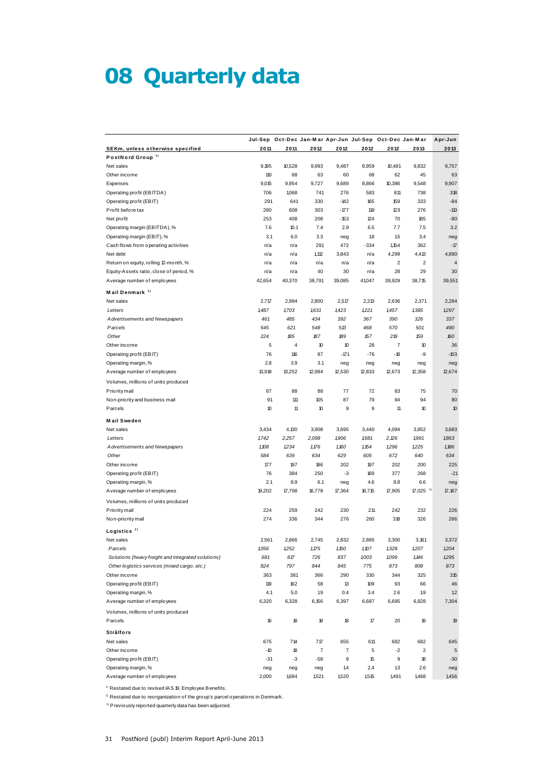# 08 Quarterly data

| SEKm, unless otherwise specified | Jul-Sep 2011 | Oct-Dec 2011 | Jan-Mar 2012 | Apr-Jun 2012 | Jul-Sep 2012 | Oct-Dec 2012 | Jan-Mar 2013 | Apr-Jun 2013 |
|---|---|---|---|---|---|---|---|---|
| **PostNord Group** [1] | | | | | | | | |
| Net sales | 9,195 | 10,528 | 9,993 | 9,487 | 8,959 | 10,481 | 9,832 | 9,757 |
| Other income | 110 | 68 | 63 | 60 | 68 | 62 | 45 | 63 |
| Expenses | 9,015 | 9,954 | 9,727 | 9,689 | 8,866 | 10,386 | 9,548 | 9,907 |
| Operating profit (EBITDA) | 706 | 1,068 | 741 | 276 | 583 | 811 | 738 | 318 |
| Operating profit (EBIT) | 291 | 641 | 330 | -142 | 165 | 159 | 333 | -84 |
| Profit before tax | 280 | 608 | 303 | -177 | 119 | 123 | 276 | -113 |
| Net profit | 253 | 408 | 208 | -153 | 124 | 70 | 185 | -80 |
| Operating margin (EBITDA), % | 7.6 | 10.1 | 7.4 | 2.9 | 6.5 | 7.7 | 7.5 | 3.2 |
| Operating margin (EBIT), % | 3.1 | 6.0 | 3.3 | neg | 1.8 | 1.5 | 3.4 | neg |
| Cash flows from operating activities | n/a | n/a | 291 | 472 | -334 | 1,154 | 362 | -17 |
| Net debt | n/a | n/a | 1,112 | 3,843 | n/a | 4,299 | 4,413 | 4,890 |
| Return on equity, rolling 12-month, % | n/a | n/a | n/a | n/a | n/a | 2 | 2 | 4 |
| Equity-Assets ratio, close of period, % | n/a | n/a | 40 | 30 | n/a | 28 | 29 | 30 |
| Average number of employees | 42,654 | 40,370 | 38,791 | 39,085 | 41,047 | 39,929 | 38,715 | 39,551 |
| **Mail Denmark** [2] | | | | | | | | |
| Net sales | 2,717 | 2,994 | 2,800 | 2,517 | 2,213 | 2,636 | 2,371 | 2,284 |
| *Letters* | *1487* | *1703* | *1631* | *1423* | *1221* | *1457* | *1385* | *1297* |
| *Advertisements and Newspapers* | *461* | *485* | *434* | *392* | *367* | *390* | *326* | *337* |
| *Parcels* | *545* | *621* | *548* | *513* | *468* | *570* | *501* | *490* |
| *Other* | *224* | *185* | *187* | *189* | *157* | *219* | *159* | *160* |
| Other income | 5 | 4 | 10 | 10 | 28 | 7 | 10 | 36 |
| Operating profit (EBIT) | 76 | 116 | 87 | -171 | -76 | -18 | -9 | -103 |
| Operating margin, % | 2.8 | 3.9 | 3.1 | neg | neg | neg | neg | neg |
| Average number of employees | 13,919 | 13,252 | 12,984 | 12,530 | 12,833 | 12,673 | 12,358 | 12,674 |
| Volumes, millions of units produced | | | | | | | | |
| Priority mail | 87 | 88 | 88 | 77 | 72 | 83 | 75 | 70 |
| Non-priority and business mail | 91 | 111 | 105 | 87 | 79 | 94 | 94 | 80 |
| Parcels | 10 | 11 | 10 | 9 | 9 | 11 | 10 | 10 |
| **Mail Sweden** | | | | | | | | |
| Net sales | 3,434 | 4,130 | 3,908 | 3,695 | 3,440 | 4,094 | 3,852 | 3,683 |
| *Letters* | *1742* | *2,257* | *2,098* | *1906* | *1681* | *2,126* | *1991* | *1863* |
| *Advertisements and Newspapers* | *1,108* | *1234* | *1176* | *1160* | *1154* | *1296* | *1225* | *1186* |
| *Other* | *584* | *639* | *634* | *629* | *605* | *672* | *640* | *634* |
| Other income | 177 | 197 | 186 | 202 | 197 | 202 | 200 | 225 |
| Operating profit (EBIT) | 76 | 384 | 250 | -3 | 169 | 377 | 268 | -21 |
| Operating margin, % | 2.1 | 8.9 | 6.1 | neg | 4.6 | 8.8 | 6.6 | neg |
| Average number of employees | 19,202 | 17,798 | 16,778 | 17,364 | 18,715 | 17,905 | 17,025 [3] | 17,167 |
| Volumes, millions of units produced | | | | | | | | |
| Priority mail | 224 | 259 | 242 | 230 | 211 | 242 | 232 | 226 |
| Non-priority mail | 274 | 336 | 344 | 276 | 260 | 318 | 326 | 266 |
| **Logistics** [2] | | | | | | | | |
| Net sales | 2,561 | 2,866 | 2,745 | 2,832 | 2,885 | 3,300 | 3,161 | 3,372 |
| *Parcels* | *1056* | *1252* | *1175* | *1150* | *1107* | *1328* | *1207* | *1204* |
| *Solutions (heavy freight and integrated solutions)* | *681* | *817* | *726* | *837* | *1003* | *1099* | *1146* | *1295* |
| *Other logistics services (mixed cargo, etc.)* | *824* | *797* | *844* | *845* | *775* | *873* | *808* | *873* |
| Other income | 363 | 381 | 366 | 290 | 330 | 344 | 325 | 315 |
| Operating profit (EBIT) | 119 | 162 | 58 | 13 | 109 | 93 | 66 | 46 |
| Operating margin, % | 4.1 | 5.0 | 1.9 | 0.4 | 3.4 | 2.6 | 1.9 | 1.2 |
| Average number of employees | 6,320 | 6,328 | 6,156 | 6,397 | 6,687 | 6,695 | 6,828 | 7,304 |
| Volumes, millions of units produced | | | | | | | | |
| Parcels | 16 | 18 | 18 | 18 | 17 | 20 | 19 | 19 |
| **Strålfors** | | | | | | | | |
| Net sales | 675 | 714 | 717 | 655 | 611 | 682 | 682 | 645 |
| Other income | -10 | 18 | 7 | 7 | 5 | -2 | 2 | 5 |
| Operating profit (EBIT) | -31 | -3 | -58 | 9 | 15 | 9 | 18 | -30 |
| Operating margin, % | neg | neg | neg | 1.4 | 2.4 | 1.3 | 2.6 | neg |
| Average number of employees | 2,000 | 1,684 | 1,521 | 1,520 | 1,515 | 1,491 | 1,468 | 1,456 |

[1] Restated due to revised IAS 19, Employee Benefits.

[2] Restated due to reorganization of the group's parcel operations in Denmark.

[3] Previously reported quarterly data has been adjusted.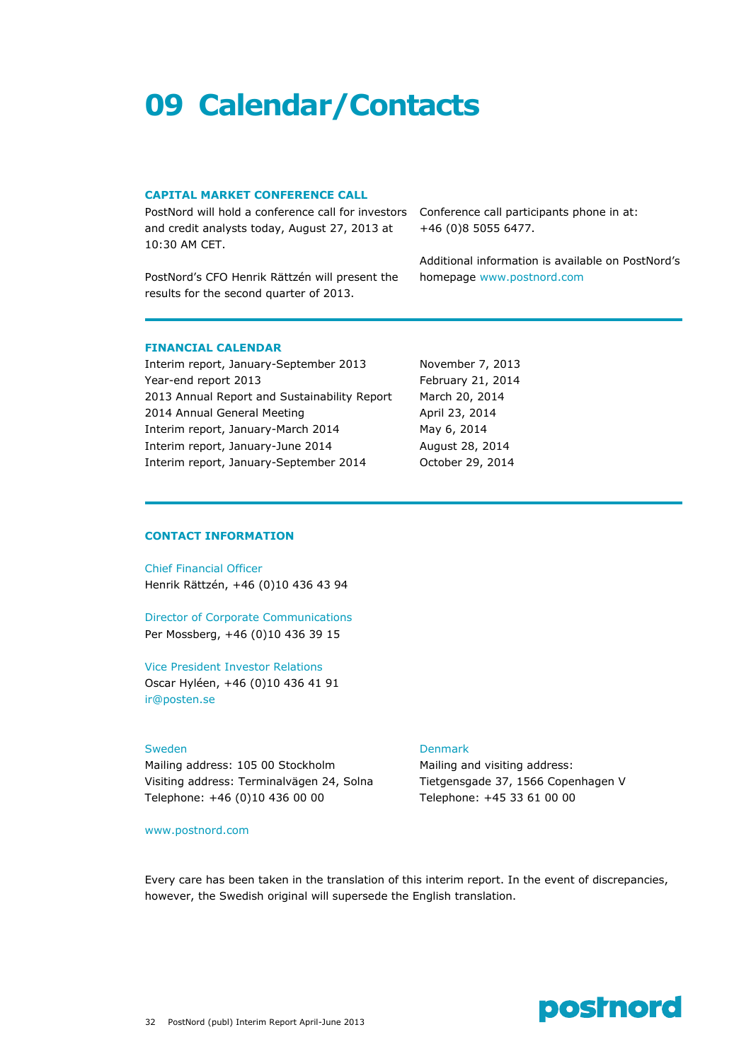# 09 Calendar/Contacts

### CAPITAL MARKET CONFERENCE CALL

PostNord will hold a conference call for investors and credit analysts today, August 27, 2013 at 10:30 AM CET.

PostNord's CFO Henrik Rättzén will present the results for the second quarter of 2013.

Conference call participants phone in at: +46 (0)8 5055 6477.

Additional information is available on PostNord's homepage www.postnord.com

### FINANCIAL CALENDAR

| | |
|---|---|
| Interim report, January-September 2013 | November 7, 2013 |
| Year-end report 2013 | February 21, 2014 |
| 2013 Annual Report and Sustainability Report | March 20, 2014 |
| 2014 Annual General Meeting | April 23, 2014 |
| Interim report, January-March 2014 | May 6, 2014 |
| Interim report, January-June 2014 | August 28, 2014 |
| Interim report, January-September 2014 | October 29, 2014 |

### CONTACT INFORMATION

Chief Financial Officer
Henrik Rättzén, +46 (0)10 436 43 94

Director of Corporate Communications
Per Mossberg, +46 (0)10 436 39 15

Vice President Investor Relations
Oscar Hyléen, +46 (0)10 436 41 91
ir@posten.se

Sweden
Mailing address: 105 00 Stockholm
Visiting address: Terminalvägen 24, Solna
Telephone: +46 (0)10 436 00 00

Denmark
Mailing and visiting address:
Tietgensgade 37, 1566 Copenhagen V
Telephone: +45 33 61 00 00

www.postnord.com

Every care has been taken in the translation of this interim report. In the event of discrepancies, however, the Swedish original will supersede the English translation.